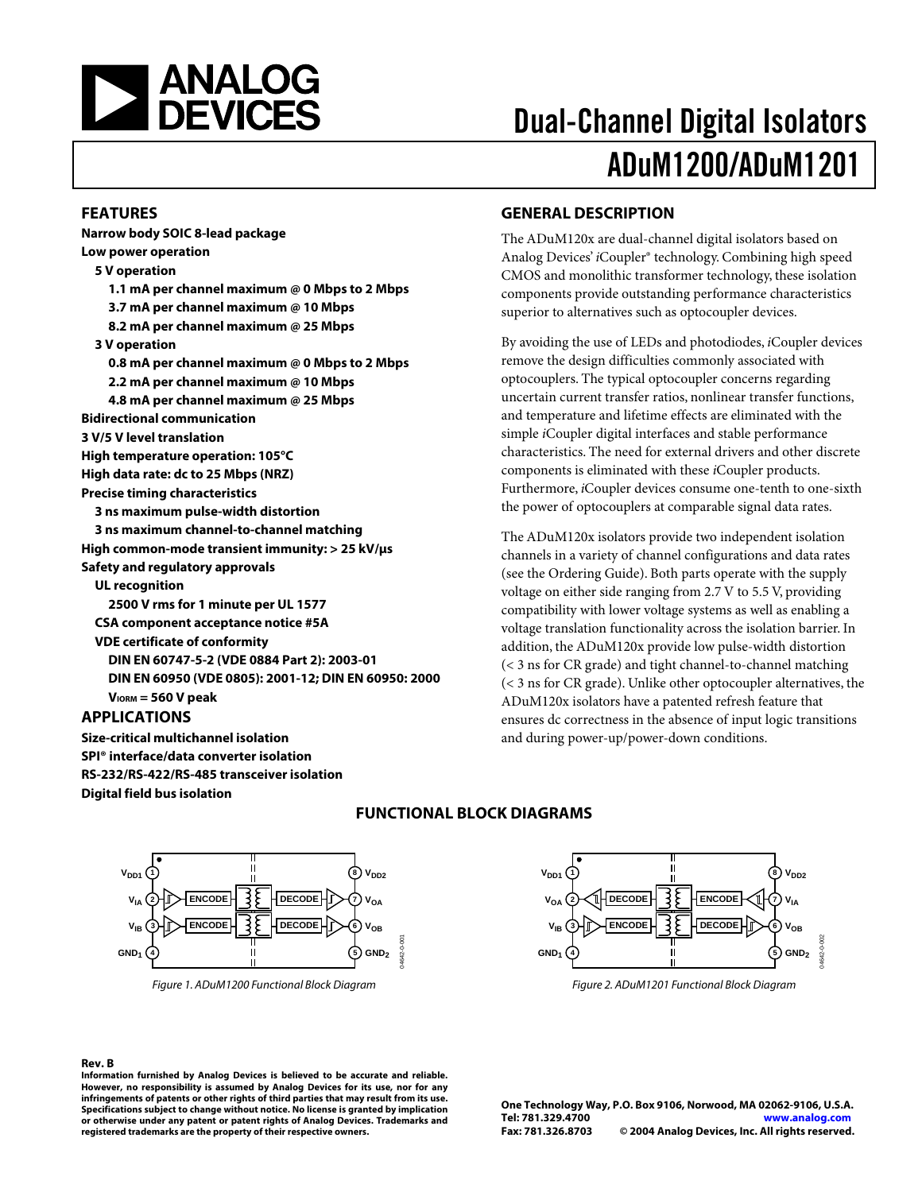# Dual-Channel Digital Isolators

# ADuM1200/ADuM1201

## FEATURES

**Narrow body SOIC 8-lead package**
**Low power operation**
- **5 V operation**
  - **1.1 mA per channel maximum @ 0 Mbps to 2 Mbps**
  - **3.7 mA per channel maximum @ 10 Mbps**
  - **8.2 mA per channel maximum @ 25 Mbps**
- **3 V operation**
  - **0.8 mA per channel maximum @ 0 Mbps to 2 Mbps**
  - **2.2 mA per channel maximum @ 10 Mbps**
  - **4.8 mA per channel maximum @ 25 Mbps**

**Bidirectional communication**
**3 V/5 V level translation**
**High temperature operation: 105°C**
**High data rate: dc to 25 Mbps (NRZ)**
**Precise timing characteristics**
- **3 ns maximum pulse-width distortion**
- **3 ns maximum channel-to-channel matching**

**High common-mode transient immunity: > 25 kV/μs**
**Safety and regulatory approvals**
- **UL recognition**
  - **2500 V rms for 1 minute per UL 1577**
- **CSA component acceptance notice #5A**
- **VDE certificate of conformity**
  - **DIN EN 60747-5-2 (VDE 0884 Part 2): 2003-01**
  - **DIN EN 60950 (VDE 0805): 2001-12; DIN EN 60950: 2000**
  - **$V_{IORM}$ = 560 V peak**

## APPLICATIONS

**Size-critical multichannel isolation**
**SPI® interface/data converter isolation**
**RS-232/RS-422/RS-485 transceiver isolation**
**Digital field bus isolation**

## GENERAL DESCRIPTION

The ADuM120x are dual-channel digital isolators based on Analog Devices' *i*Coupler® technology. Combining high speed CMOS and monolithic transformer technology, these isolation components provide outstanding performance characteristics superior to alternatives such as optocoupler devices.

By avoiding the use of LEDs and photodiodes, *i*Coupler devices remove the design difficulties commonly associated with optocouplers. The typical optocoupler concerns regarding uncertain current transfer ratios, nonlinear transfer functions, and temperature and lifetime effects are eliminated with the simple *i*Coupler digital interfaces and stable performance characteristics. The need for external drivers and other discrete components is eliminated with these *i*Coupler products. Furthermore, *i*Coupler devices consume one-tenth to one-sixth the power of optocouplers at comparable signal data rates.

The ADuM120x isolators provide two independent isolation channels in a variety of channel configurations and data rates (see the Ordering Guide). Both parts operate with the supply voltage on either side ranging from 2.7 V to 5.5 V, providing compatibility with lower voltage systems as well as enabling a voltage translation functionality across the isolation barrier. In addition, the ADuM120x provide low pulse-width distortion (< 3 ns for CR grade) and tight channel-to-channel matching (< 3 ns for CR grade). Unlike other optocoupler alternatives, the ADuM120x isolators have a patented refresh feature that ensures dc correctness in the absence of input logic transitions and during power-up/power-down conditions.

## FUNCTIONAL BLOCK DIAGRAMS

Figure 1. ADuM1200 Functional Block Diagram

Figure 2. ADuM1201 Functional Block Diagram

**Rev. B**

**Information furnished by Analog Devices is believed to be accurate and reliable. However, no responsibility is assumed by Analog Devices for its use, nor for any infringements of patents or other rights of third parties that may result from its use. Specifications subject to change without notice. No license is granted by implication or otherwise under any patent or patent rights of Analog Devices. Trademarks and registered trademarks are the property of their respective owners.**

**One Technology Way, P.O. Box 9106, Norwood, MA 02062-9106, U.S.A.**
**Tel: 781.329.4700 www.analog.com**
**Fax: 781.326.8703 © 2004 Analog Devices, Inc. All rights reserved.**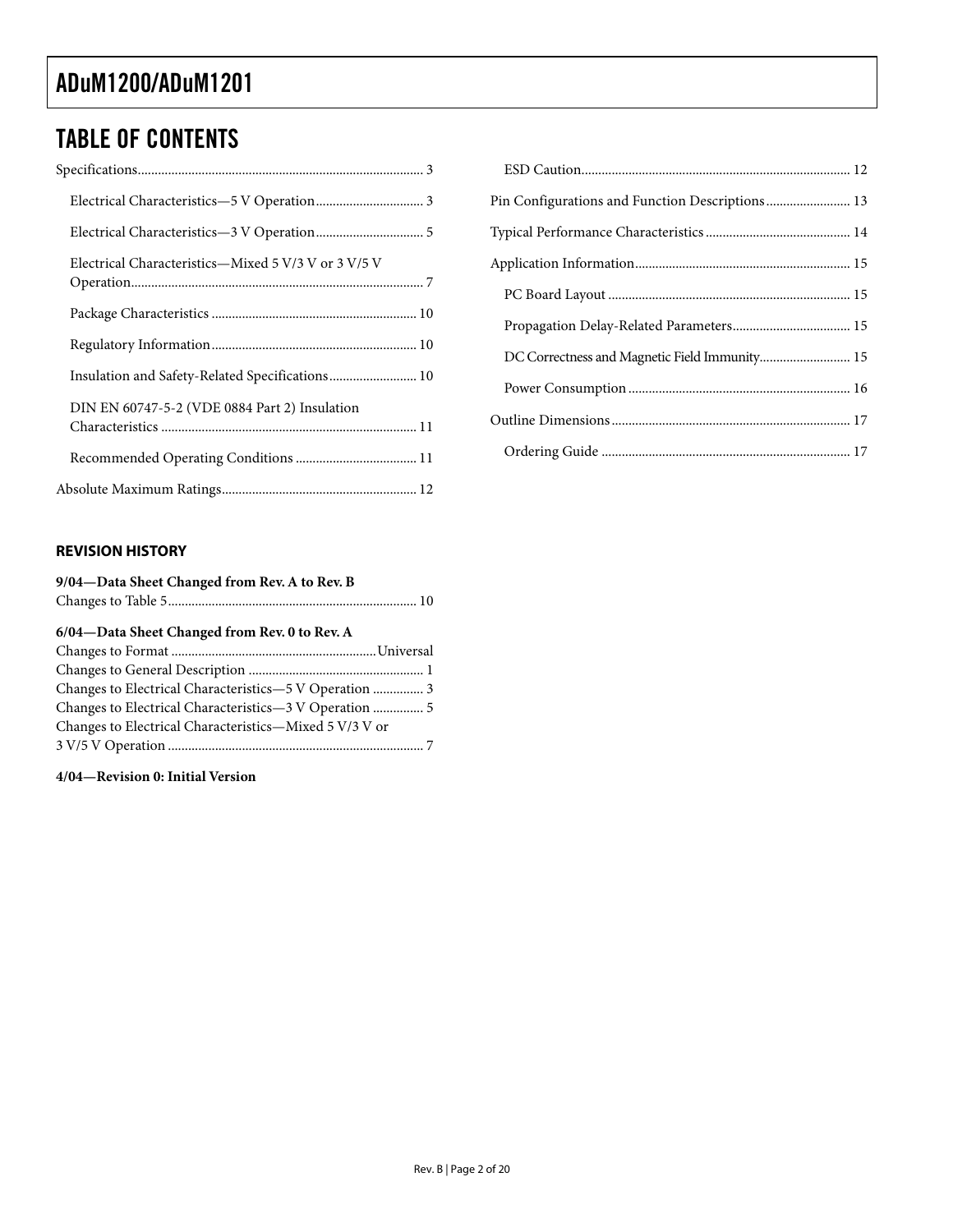# TABLE OF CONTENTS

Specifications .... 3
- Electrical Characteristics—5 V Operation .... 3
- Electrical Characteristics—3 V Operation .... 5
- Electrical Characteristics—Mixed 5 V/3 V or 3 V/5 V Operation .... 7
- Package Characteristics .... 10
- Regulatory Information .... 10
- Insulation and Safety-Related Specifications .... 10
- DIN EN 60747-5-2 (VDE 0884 Part 2) Insulation Characteristics .... 11
- Recommended Operating Conditions .... 11

Absolute Maximum Ratings .... 12
- ESD Caution .... 12

Pin Configurations and Function Descriptions .... 13

Typical Performance Characteristics .... 14

Application Information .... 15
- PC Board Layout .... 15
- Propagation Delay-Related Parameters .... 15
- DC Correctness and Magnetic Field Immunity .... 15
- Power Consumption .... 16

Outline Dimensions .... 17
- Ordering Guide .... 17

## REVISION HISTORY

**9/04—Data Sheet Changed from Rev. A to Rev. B**

Changes to Table 5 .... 10

**6/04—Data Sheet Changed from Rev. 0 to Rev. A**

Changes to Format .... Universal
Changes to General Description .... 1
Changes to Electrical Characteristics—5 V Operation .... 3
Changes to Electrical Characteristics—3 V Operation .... 5
Changes to Electrical Characteristics—Mixed 5 V/3 V or 3 V/5 V Operation .... 7

**4/04—Revision 0: Initial Version**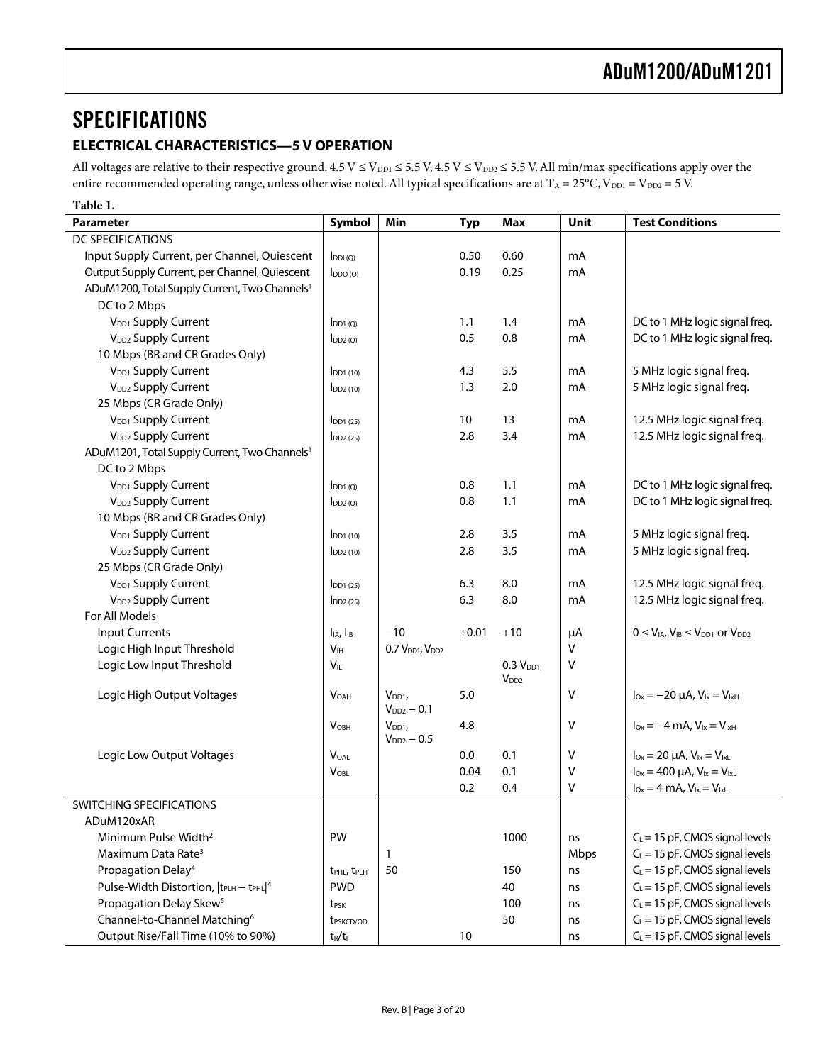# SPECIFICATIONS

## ELECTRICAL CHARACTERISTICS—5 V OPERATION

All voltages are relative to their respective ground. $4.5\text{ V} \leq V_{DD1} \leq 5.5\text{ V}$, $4.5\text{ V} \leq V_{DD2} \leq 5.5\text{ V}$. All min/max specifications apply over the entire recommended operating range, unless otherwise noted. All typical specifications are at $T_A = 25°C$, $V_{DD1} = V_{DD2} = 5\text{ V}$.

**Table 1.**

| Parameter | Symbol | Min | Typ | Max | Unit | Test Conditions |
|---|---|---|---|---|---|---|
| DC SPECIFICATIONS | | | | | | |
| Input Supply Current, per Channel, Quiescent | $I_{DDI (Q)}$ | | 0.50 | 0.60 | mA | |
| Output Supply Current, per Channel, Quiescent | $I_{DDO (Q)}$ | | 0.19 | 0.25 | mA | |
| ADuM1200, Total Supply Current, Two Channels[1] | | | | | | |
| DC to 2 Mbps | | | | | | |
| $V_{DD1}$ Supply Current | $I_{DD1 (Q)}$ | | 1.1 | 1.4 | mA | DC to 1 MHz logic signal freq. |
| $V_{DD2}$ Supply Current | $I_{DD2 (Q)}$ | | 0.5 | 0.8 | mA | DC to 1 MHz logic signal freq. |
| 10 Mbps (BR and CR Grades Only) | | | | | | |
| $V_{DD1}$ Supply Current | $I_{DD1 (10)}$ | | 4.3 | 5.5 | mA | 5 MHz logic signal freq. |
| $V_{DD2}$ Supply Current | $I_{DD2 (10)}$ | | 1.3 | 2.0 | mA | 5 MHz logic signal freq. |
| 25 Mbps (CR Grade Only) | | | | | | |
| $V_{DD1}$ Supply Current | $I_{DD1 (25)}$ | | 10 | 13 | mA | 12.5 MHz logic signal freq. |
| $V_{DD2}$ Supply Current | $I_{DD2 (25)}$ | | 2.8 | 3.4 | mA | 12.5 MHz logic signal freq. |
| ADuM1201, Total Supply Current, Two Channels[1] | | | | | | |
| DC to 2 Mbps | | | | | | |
| $V_{DD1}$ Supply Current | $I_{DD1 (Q)}$ | | 0.8 | 1.1 | mA | DC to 1 MHz logic signal freq. |
| $V_{DD2}$ Supply Current | $I_{DD2 (Q)}$ | | 0.8 | 1.1 | mA | DC to 1 MHz logic signal freq. |
| 10 Mbps (BR and CR Grades Only) | | | | | | |
| $V_{DD1}$ Supply Current | $I_{DD1 (10)}$ | | 2.8 | 3.5 | mA | 5 MHz logic signal freq. |
| $V_{DD2}$ Supply Current | $I_{DD2 (10)}$ | | 2.8 | 3.5 | mA | 5 MHz logic signal freq. |
| 25 Mbps (CR Grade Only) | | | | | | |
| $V_{DD1}$ Supply Current | $I_{DD1 (25)}$ | | 6.3 | 8.0 | mA | 12.5 MHz logic signal freq. |
| $V_{DD2}$ Supply Current | $I_{DD2 (25)}$ | | 6.3 | 8.0 | mA | 12.5 MHz logic signal freq. |
| For All Models | | | | | | |
| Input Currents | $I_{IA}$, $I_{IB}$ | −10 | +0.01 | +10 | µA | $0 \leq V_{IA}, V_{IB} \leq V_{DD1}$ or $V_{DD2}$ |
| Logic High Input Threshold | $V_{IH}$ | 0.7 $V_{DD1}$, $V_{DD2}$ | | | V | |
| Logic Low Input Threshold | $V_{IL}$ | | | 0.3 $V_{DD1}$, $V_{DD2}$ | V | |
| Logic High Output Voltages | $V_{OAH}$ | $V_{DD1}$, $V_{DD2} - 0.1$ | 5.0 | | V | $I_{Ox} = -20\ \mu A$, $V_{Ix} = V_{IxH}$ |
| | $V_{OBH}$ | $V_{DD1}$, $V_{DD2} - 0.5$ | 4.8 | | V | $I_{Ox} = -4\text{ mA}$, $V_{Ix} = V_{IxH}$ |
| Logic Low Output Voltages | $V_{OAL}$ | | 0.0 | 0.1 | V | $I_{Ox} = 20\ \mu A$, $V_{Ix} = V_{IxL}$ |
| | $V_{OBL}$ | | 0.04 | 0.1 | V | $I_{Ox} = 400\ \mu A$, $V_{Ix} = V_{IxL}$ |
| | | | 0.2 | 0.4 | V | $I_{Ox} = 4\text{ mA}$, $V_{Ix} = V_{IxL}$ |
| SWITCHING SPECIFICATIONS | | | | | | |
| ADuM120xAR | | | | | | |
| Minimum Pulse Width[2] | PW | | | 1000 | ns | $C_L = 15$ pF, CMOS signal levels |
| Maximum Data Rate[3] | | 1 | | | Mbps | $C_L = 15$ pF, CMOS signal levels |
| Propagation Delay[4] | $t_{PHL}$, $t_{PLH}$ | 50 | | 150 | ns | $C_L = 15$ pF, CMOS signal levels |
| Pulse-Width Distortion, $\|t_{PLH} - t_{PHL}\|$[4] | PWD | | | 40 | ns | $C_L = 15$ pF, CMOS signal levels |
| Propagation Delay Skew[5] | $t_{PSK}$ | | | 100 | ns | $C_L = 15$ pF, CMOS signal levels |
| Channel-to-Channel Matching[6] | $t_{PSKCD/OD}$ | | | 50 | ns | $C_L = 15$ pF, CMOS signal levels |
| Output Rise/Fall Time (10% to 90%) | $t_R/t_F$ | | 10 | | ns | $C_L = 15$ pF, CMOS signal levels |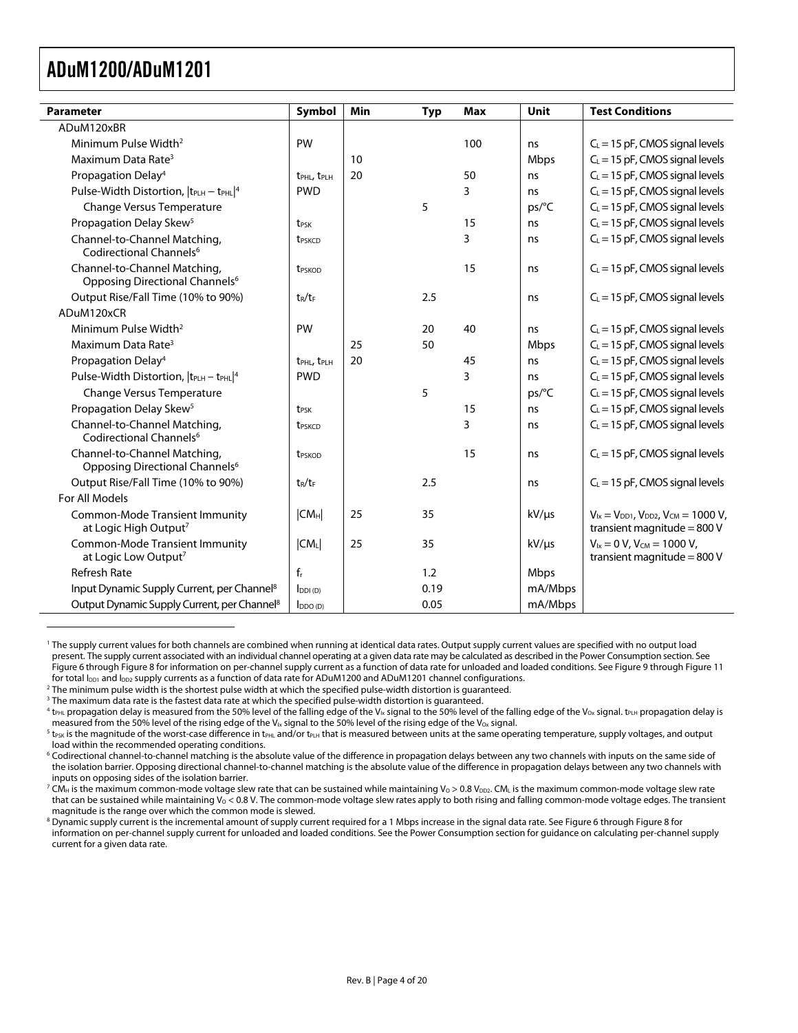| Parameter | Symbol | Min | Typ | Max | Unit | Test Conditions |
| --- | --- | --- | --- | --- | --- | --- |
| ADuM120xBR | | | | | | |
| Minimum Pulse Width[2] | PW | | | 100 | ns | $C_L$ = 15 pF, CMOS signal levels |
| Maximum Data Rate[3] | | 10 | | | Mbps | $C_L$ = 15 pF, CMOS signal levels |
| Propagation Delay[4] | $t_{PHL}$, $t_{PLH}$ | 20 | | 50 | ns | $C_L$ = 15 pF, CMOS signal levels |
| Pulse-Width Distortion, $\|t_{PLH} - t_{PHL}\|$[4] | PWD | | | 3 | ns | $C_L$ = 15 pF, CMOS signal levels |
| Change Versus Temperature | | | 5 | | ps/°C | $C_L$ = 15 pF, CMOS signal levels |
| Propagation Delay Skew[5] | $t_{PSK}$ | | | 15 | ns | $C_L$ = 15 pF, CMOS signal levels |
| Channel-to-Channel Matching, Codirectional Channels[6] | $t_{PSKCD}$ | | | 3 | ns | $C_L$ = 15 pF, CMOS signal levels |
| Channel-to-Channel Matching, Opposing Directional Channels[6] | $t_{PSKOD}$ | | | 15 | ns | $C_L$ = 15 pF, CMOS signal levels |
| Output Rise/Fall Time (10% to 90%) | $t_R/t_F$ | | 2.5 | | ns | $C_L$ = 15 pF, CMOS signal levels |
| ADuM120xCR | | | | | | |
| Minimum Pulse Width[2] | PW | | 20 | 40 | ns | $C_L$ = 15 pF, CMOS signal levels |
| Maximum Data Rate[3] | | 25 | 50 | | Mbps | $C_L$ = 15 pF, CMOS signal levels |
| Propagation Delay[4] | $t_{PHL}$, $t_{PLH}$ | 20 | | 45 | ns | $C_L$ = 15 pF, CMOS signal levels |
| Pulse-Width Distortion, $\|t_{PLH} - t_{PHL}\|$[4] | PWD | | | 3 | ns | $C_L$ = 15 pF, CMOS signal levels |
| Change Versus Temperature | | | 5 | | ps/°C | $C_L$ = 15 pF, CMOS signal levels |
| Propagation Delay Skew[5] | $t_{PSK}$ | | | 15 | ns | $C_L$ = 15 pF, CMOS signal levels |
| Channel-to-Channel Matching, Codirectional Channels[6] | $t_{PSKCD}$ | | | 3 | ns | $C_L$ = 15 pF, CMOS signal levels |
| Channel-to-Channel Matching, Opposing Directional Channels[6] | $t_{PSKOD}$ | | | 15 | ns | $C_L$ = 15 pF, CMOS signal levels |
| Output Rise/Fall Time (10% to 90%) | $t_R/t_F$ | | 2.5 | | ns | $C_L$ = 15 pF, CMOS signal levels |
| For All Models | | | | | | |
| Common-Mode Transient Immunity at Logic High Output[7] | $\|CM_H\|$ | 25 | 35 | | kV/μs | $V_{Ix} = V_{DD1}$, $V_{DD2}$, $V_{CM}$ = 1000 V, transient magnitude = 800 V |
| Common-Mode Transient Immunity at Logic Low Output[7] | $\|CM_L\|$ | 25 | 35 | | kV/μs | $V_{Ix}$ = 0 V, $V_{CM}$ = 1000 V, transient magnitude = 800 V |
| Refresh Rate | $f_r$ | | 1.2 | | Mbps | |
| Input Dynamic Supply Current, per Channel[8] | $I_{DDI (D)}$ | | 0.19 | | mA/Mbps | |
| Output Dynamic Supply Current, per Channel[8] | $I_{DDO (D)}$ | | 0.05 | | mA/Mbps | |

[1] The supply current values for both channels are combined when running at identical data rates. Output supply current values are specified with no output load present. The supply current associated with an individual channel operating at a given data rate may be calculated as described in the Power Consumption section. See Figure 6 through Figure 8 for information on per-channel supply current as a function of data rate for unloaded and loaded conditions. See Figure 9 through Figure 11 for total $I_{DD1}$ and $I_{DD2}$ supply currents as a function of data rate for ADuM1200 and ADuM1201 channel configurations.

[2] The minimum pulse width is the shortest pulse width at which the specified pulse-width distortion is guaranteed.

[3] The maximum data rate is the fastest data rate at which the specified pulse-width distortion is guaranteed.

[4] $t_{PHL}$ propagation delay is measured from the 50% level of the falling edge of the $V_{Ix}$ signal to the 50% level of the falling edge of the $V_{Ox}$ signal. $t_{PLH}$ propagation delay is measured from the 50% level of the rising edge of the $V_{Ix}$ signal to the 50% level of the rising edge of the $V_{Ox}$ signal.

[5] $t_{PSK}$ is the magnitude of the worst-case difference in $t_{PHL}$ and/or $t_{PLH}$ that is measured between units at the same operating temperature, supply voltages, and output load within the recommended operating conditions.

[6] Codirectional channel-to-channel matching is the absolute value of the difference in propagation delays between any two channels with inputs on the same side of the isolation barrier. Opposing directional channel-to-channel matching is the absolute value of the difference in propagation delays between any two channels with inputs on opposing sides of the isolation barrier.

[7] $CM_H$ is the maximum common-mode voltage slew rate that can be sustained while maintaining $V_O > 0.8\ V_{DD2}$. $CM_L$ is the maximum common-mode voltage slew rate that can be sustained while maintaining $V_O < 0.8$ V. The common-mode voltage slew rates apply to both rising and falling common-mode voltage edges. The transient magnitude is the range over which the common mode is slewed.

[8] Dynamic supply current is the incremental amount of supply current required for a 1 Mbps increase in the signal data rate. See Figure 6 through Figure 8 for information on per-channel supply current for unloaded and loaded conditions. See the Power Consumption section for guidance on calculating per-channel supply current for a given data rate.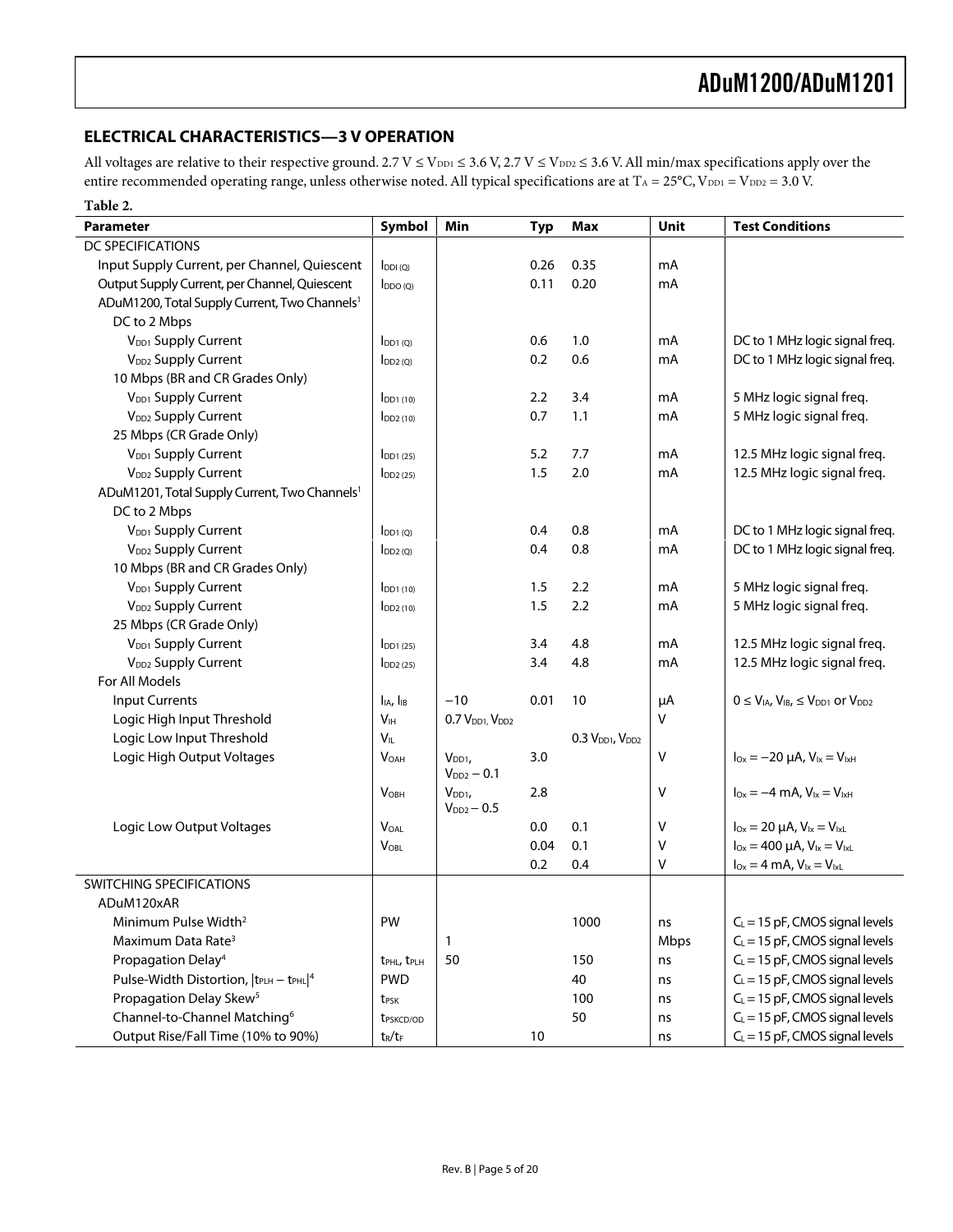## ELECTRICAL CHARACTERISTICS—3 V OPERATION

All voltages are relative to their respective ground. 2.7 V ≤ $V_{DD1}$ ≤ 3.6 V, 2.7 V ≤ $V_{DD2}$ ≤ 3.6 V. All min/max specifications apply over the entire recommended operating range, unless otherwise noted. All typical specifications are at $T_A$ = 25°C, $V_{DD1}$ = $V_{DD2}$ = 3.0 V.

**Table 2.**

| Parameter | Symbol | Min | Typ | Max | Unit | Test Conditions |
|---|---|---|---|---|---|---|
| DC SPECIFICATIONS | | | | | | |
| Input Supply Current, per Channel, Quiescent | $I_{DDI (Q)}$ | | 0.26 | 0.35 | mA | |
| Output Supply Current, per Channel, Quiescent | $I_{DDO (Q)}$ | | 0.11 | 0.20 | mA | |
| ADuM1200, Total Supply Current, Two Channels[1] | | | | | | |
| DC to 2 Mbps | | | | | | |
| $V_{DD1}$ Supply Current | $I_{DD1 (Q)}$ | | 0.6 | 1.0 | mA | DC to 1 MHz logic signal freq. |
| $V_{DD2}$ Supply Current | $I_{DD2 (Q)}$ | | 0.2 | 0.6 | mA | DC to 1 MHz logic signal freq. |
| 10 Mbps (BR and CR Grades Only) | | | | | | |
| $V_{DD1}$ Supply Current | $I_{DD1 (10)}$ | | 2.2 | 3.4 | mA | 5 MHz logic signal freq. |
| $V_{DD2}$ Supply Current | $I_{DD2 (10)}$ | | 0.7 | 1.1 | mA | 5 MHz logic signal freq. |
| 25 Mbps (CR Grade Only) | | | | | | |
| $V_{DD1}$ Supply Current | $I_{DD1 (25)}$ | | 5.2 | 7.7 | mA | 12.5 MHz logic signal freq. |
| $V_{DD2}$ Supply Current | $I_{DD2 (25)}$ | | 1.5 | 2.0 | mA | 12.5 MHz logic signal freq. |
| ADuM1201, Total Supply Current, Two Channels[1] | | | | | | |
| DC to 2 Mbps | | | | | | |
| $V_{DD1}$ Supply Current | $I_{DD1 (Q)}$ | | 0.4 | 0.8 | mA | DC to 1 MHz logic signal freq. |
| $V_{DD2}$ Supply Current | $I_{DD2 (Q)}$ | | 0.4 | 0.8 | mA | DC to 1 MHz logic signal freq. |
| 10 Mbps (BR and CR Grades Only) | | | | | | |
| $V_{DD1}$ Supply Current | $I_{DD1 (10)}$ | | 1.5 | 2.2 | mA | 5 MHz logic signal freq. |
| $V_{DD2}$ Supply Current | $I_{DD2 (10)}$ | | 1.5 | 2.2 | mA | 5 MHz logic signal freq. |
| 25 Mbps (CR Grade Only) | | | | | | |
| $V_{DD1}$ Supply Current | $I_{DD1 (25)}$ | | 3.4 | 4.8 | mA | 12.5 MHz logic signal freq. |
| $V_{DD2}$ Supply Current | $I_{DD2 (25)}$ | | 3.4 | 4.8 | mA | 12.5 MHz logic signal freq. |
| For All Models | | | | | | |
| Input Currents | $I_{IA}$, $I_{IB}$ | −10 | 0.01 | 10 | µA | 0 ≤ $V_{IA}$, $V_{IB}$, ≤ $V_{DD1}$ or $V_{DD2}$ |
| Logic High Input Threshold | $V_{IH}$ | 0.7 $V_{DD1}$, $V_{DD2}$ | | | V | |
| Logic Low Input Threshold | $V_{IL}$ | | | 0.3 $V_{DD1}$, $V_{DD2}$ | | |
| Logic High Output Voltages | $V_{OAH}$ | $V_{DD1}$, $V_{DD2}$ − 0.1 | 3.0 | | V | $I_{Ox}$ = −20 µA, $V_{Ix}$ = $V_{IxH}$ |
| | $V_{OBH}$ | $V_{DD1}$, $V_{DD2}$ − 0.5 | 2.8 | | V | $I_{Ox}$ = −4 mA, $V_{Ix}$ = $V_{IxH}$ |
| Logic Low Output Voltages | $V_{OAL}$ | | 0.0 | 0.1 | V | $I_{Ox}$ = 20 µA, $V_{Ix}$ = $V_{IxL}$ |
| | $V_{OBL}$ | | 0.04 | 0.1 | V | $I_{Ox}$ = 400 µA, $V_{Ix}$ = $V_{IxL}$ |
| | | | 0.2 | 0.4 | V | $I_{Ox}$ = 4 mA, $V_{Ix}$ = $V_{IxL}$ |
| SWITCHING SPECIFICATIONS | | | | | | |
| ADuM120xAR | | | | | | |
| Minimum Pulse Width[2] | PW | | | 1000 | ns | $C_L$ = 15 pF, CMOS signal levels |
| Maximum Data Rate[3] | | 1 | | | Mbps | $C_L$ = 15 pF, CMOS signal levels |
| Propagation Delay[4] | $t_{PHL}$, $t_{PLH}$ | 50 | | 150 | ns | $C_L$ = 15 pF, CMOS signal levels |
| Pulse-Width Distortion, $\|t_{PLH} − t_{PHL}\|$[4] | PWD | | | 40 | ns | $C_L$ = 15 pF, CMOS signal levels |
| Propagation Delay Skew[5] | $t_{PSK}$ | | | 100 | ns | $C_L$ = 15 pF, CMOS signal levels |
| Channel-to-Channel Matching[6] | $t_{PSKCD/OD}$ | | | 50 | ns | $C_L$ = 15 pF, CMOS signal levels |
| Output Rise/Fall Time (10% to 90%) | $t_R/t_F$ | | 10 | | ns | $C_L$ = 15 pF, CMOS signal levels |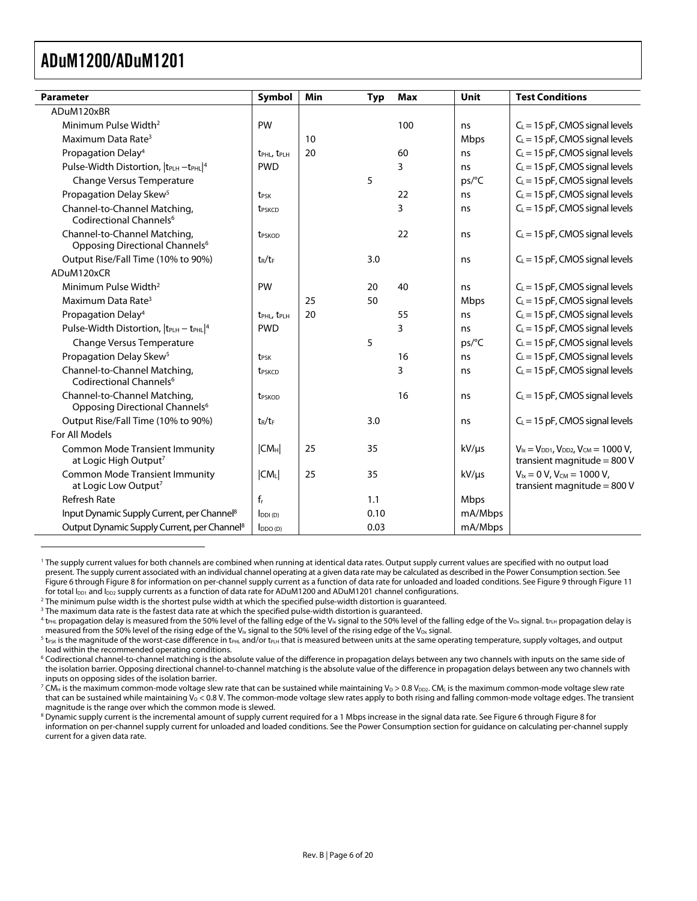| Parameter | Symbol | Min | Typ | Max | Unit | Test Conditions |
|---|---|---|---|---|---|---|
| ADuM120xBR | | | | | | |
| Minimum Pulse Width[2] | PW | | | 100 | ns | $C_L$ = 15 pF, CMOS signal levels |
| Maximum Data Rate[3] | | 10 | | | Mbps | $C_L$ = 15 pF, CMOS signal levels |
| Propagation Delay[4] | $t_{PHL}$, $t_{PLH}$ | 20 | | 60 | ns | $C_L$ = 15 pF, CMOS signal levels |
| Pulse-Width Distortion, $\lvert t_{PLH} - t_{PHL} \rvert$[4] | PWD | | | 3 | ns | $C_L$ = 15 pF, CMOS signal levels |
| Change Versus Temperature | | | 5 | | ps/°C | $C_L$ = 15 pF, CMOS signal levels |
| Propagation Delay Skew[5] | $t_{PSK}$ | | | 22 | ns | $C_L$ = 15 pF, CMOS signal levels |
| Channel-to-Channel Matching, Codirectional Channels[6] | $t_{PSKCD}$ | | | 3 | ns | $C_L$ = 15 pF, CMOS signal levels |
| Channel-to-Channel Matching, Opposing Directional Channels[6] | $t_{PSKOD}$ | | | 22 | ns | $C_L$ = 15 pF, CMOS signal levels |
| Output Rise/Fall Time (10% to 90%) | $t_R/t_F$ | | 3.0 | | ns | $C_L$ = 15 pF, CMOS signal levels |
| ADuM120xCR | | | | | | |
| Minimum Pulse Width[2] | PW | | 20 | 40 | ns | $C_L$ = 15 pF, CMOS signal levels |
| Maximum Data Rate[3] | | 25 | 50 | | Mbps | $C_L$ = 15 pF, CMOS signal levels |
| Propagation Delay[4] | $t_{PHL}$, $t_{PLH}$ | 20 | | 55 | ns | $C_L$ = 15 pF, CMOS signal levels |
| Pulse-Width Distortion, $\lvert t_{PLH} - t_{PHL} \rvert$[4] | PWD | | | 3 | ns | $C_L$ = 15 pF, CMOS signal levels |
| Change Versus Temperature | | | 5 | | ps/°C | $C_L$ = 15 pF, CMOS signal levels |
| Propagation Delay Skew[5] | $t_{PSK}$ | | | 16 | ns | $C_L$ = 15 pF, CMOS signal levels |
| Channel-to-Channel Matching, Codirectional Channels[6] | $t_{PSKCD}$ | | | 3 | ns | $C_L$ = 15 pF, CMOS signal levels |
| Channel-to-Channel Matching, Opposing Directional Channels[6] | $t_{PSKOD}$ | | | 16 | ns | $C_L$ = 15 pF, CMOS signal levels |
| Output Rise/Fall Time (10% to 90%) | $t_R/t_F$ | | 3.0 | | ns | $C_L$ = 15 pF, CMOS signal levels |
| For All Models | | | | | | |
| Common Mode Transient Immunity at Logic High Output[7] | $\lvert CM_H \rvert$ | 25 | 35 | | kV/µs | $V_{Ix} = V_{DD1}$, $V_{DD2}$, $V_{CM}$ = 1000 V, transient magnitude = 800 V |
| Common Mode Transient Immunity at Logic Low Output[7] | $\lvert CM_L \rvert$ | 25 | 35 | | kV/µs | $V_{Ix}$ = 0 V, $V_{CM}$ = 1000 V, transient magnitude = 800 V |
| Refresh Rate | $f_r$ | | 1.1 | | Mbps | |
| Input Dynamic Supply Current, per Channel[8] | $I_{DDI (D)}$ | | 0.10 | | mA/Mbps | |
| Output Dynamic Supply Current, per Channel[8] | $I_{DDO (D)}$ | | 0.03 | | mA/Mbps | |

[1] The supply current values for both channels are combined when running at identical data rates. Output supply current values are specified with no output load present. The supply current associated with an individual channel operating at a given data rate may be calculated as described in the Power Consumption section. See Figure 6 through Figure 8 for information on per-channel supply current as a function of data rate for unloaded and loaded conditions. See Figure 9 through Figure 11 for total $I_{DD1}$ and $I_{DD2}$ supply currents as a function of data rate for ADuM1200 and ADuM1201 channel configurations.

[2] The minimum pulse width is the shortest pulse width at which the specified pulse-width distortion is guaranteed.

[3] The maximum data rate is the fastest data rate at which the specified pulse-width distortion is guaranteed.

[4] $t_{PHL}$ propagation delay is measured from the 50% level of the falling edge of the $V_{Ix}$ signal to the 50% level of the falling edge of the $V_{Ox}$ signal. $t_{PLH}$ propagation delay is measured from the 50% level of the rising edge of the $V_{Ix}$ signal to the 50% level of the rising edge of the $V_{Ox}$ signal.

[5] $t_{PSK}$ is the magnitude of the worst-case difference in $t_{PHL}$ and/or $t_{PLH}$ that is measured between units at the same operating temperature, supply voltages, and output load within the recommended operating conditions.

[6] Codirectional channel-to-channel matching is the absolute value of the difference in propagation delays between any two channels with inputs on the same side of the isolation barrier. Opposing directional channel-to-channel matching is the absolute value of the difference in propagation delays between any two channels with inputs on opposing sides of the isolation barrier.

[7] $CM_H$ is the maximum common-mode voltage slew rate that can be sustained while maintaining $V_O > 0.8\ V_{DD2}$. $CM_L$ is the maximum common-mode voltage slew rate that can be sustained while maintaining $V_O$ < 0.8 V. The common-mode voltage slew rates apply to both rising and falling common-mode voltage edges. The transient magnitude is the range over which the common mode is slewed.

[8] Dynamic supply current is the incremental amount of supply current required for a 1 Mbps increase in the signal data rate. See Figure 6 through Figure 8 for information on per-channel supply current for unloaded and loaded conditions. See the Power Consumption section for guidance on calculating per-channel supply current for a given data rate.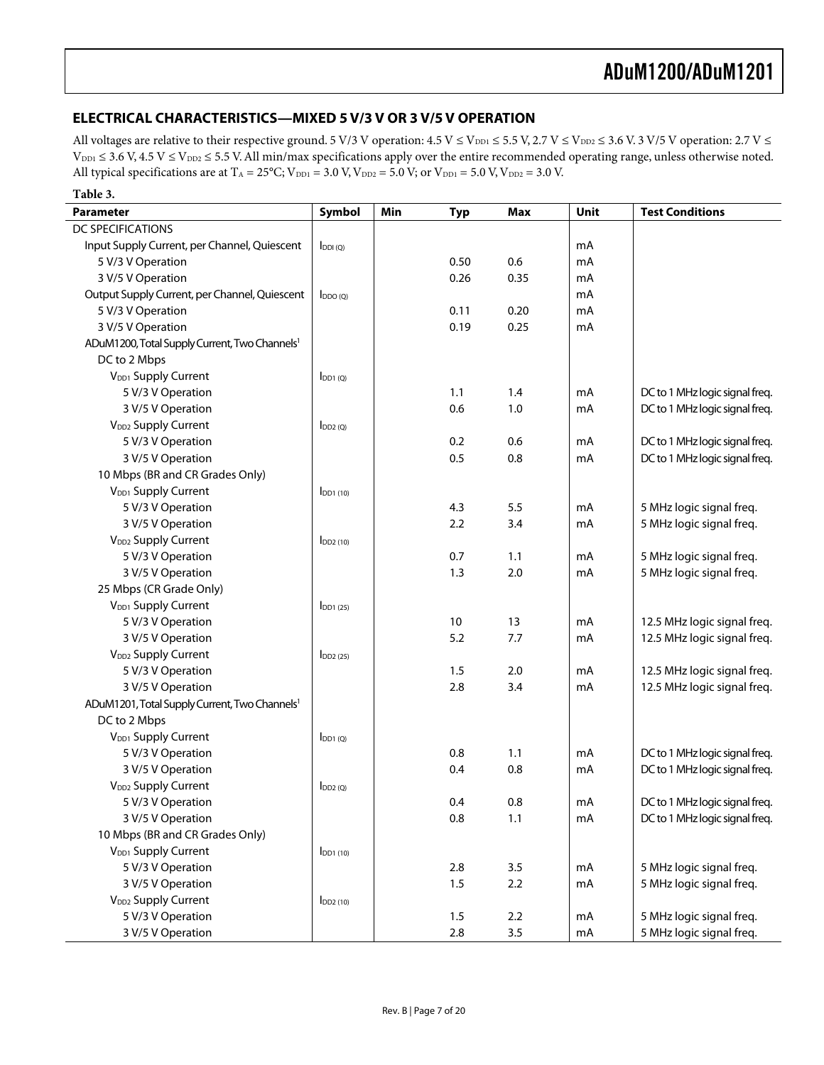## ELECTRICAL CHARACTERISTICS—MIXED 5 V/3 V OR 3 V/5 V OPERATION

All voltages are relative to their respective ground. 5 V/3 V operation: 4.5 V ≤ $V_{DD1}$ ≤ 5.5 V, 2.7 V ≤ $V_{DD2}$ ≤ 3.6 V. 3 V/5 V operation: 2.7 V ≤ $V_{DD1}$ ≤ 3.6 V, 4.5 V ≤ $V_{DD2}$ ≤ 5.5 V. All min/max specifications apply over the entire recommended operating range, unless otherwise noted. All typical specifications are at $T_A$ = 25°C; $V_{DD1}$ = 3.0 V, $V_{DD2}$ = 5.0 V; or $V_{DD1}$ = 5.0 V, $V_{DD2}$ = 3.0 V.

**Table 3.**

| Parameter | Symbol | Min | Typ | Max | Unit | Test Conditions |
|---|---|---|---|---|---|---|
| DC SPECIFICATIONS | | | | | | |
| Input Supply Current, per Channel, Quiescent | $I_{DDI (Q)}$ | | | | mA | |
| 5 V/3 V Operation | | | 0.50 | 0.6 | mA | |
| 3 V/5 V Operation | | | 0.26 | 0.35 | mA | |
| Output Supply Current, per Channel, Quiescent | $I_{DDO (Q)}$ | | | | mA | |
| 5 V/3 V Operation | | | 0.11 | 0.20 | mA | |
| 3 V/5 V Operation | | | 0.19 | 0.25 | mA | |
| ADuM1200, Total Supply Current, Two Channels[1] | | | | | | |
| DC to 2 Mbps | | | | | | |
| $V_{DD1}$ Supply Current | $I_{DD1 (Q)}$ | | | | | |
| 5 V/3 V Operation | | | 1.1 | 1.4 | mA | DC to 1 MHz logic signal freq. |
| 3 V/5 V Operation | | | 0.6 | 1.0 | mA | DC to 1 MHz logic signal freq. |
| $V_{DD2}$ Supply Current | $I_{DD2 (Q)}$ | | | | | |
| 5 V/3 V Operation | | | 0.2 | 0.6 | mA | DC to 1 MHz logic signal freq. |
| 3 V/5 V Operation | | | 0.5 | 0.8 | mA | DC to 1 MHz logic signal freq. |
| 10 Mbps (BR and CR Grades Only) | | | | | | |
| $V_{DD1}$ Supply Current | $I_{DD1 (10)}$ | | | | | |
| 5 V/3 V Operation | | | 4.3 | 5.5 | mA | 5 MHz logic signal freq. |
| 3 V/5 V Operation | | | 2.2 | 3.4 | mA | 5 MHz logic signal freq. |
| $V_{DD2}$ Supply Current | $I_{DD2 (10)}$ | | | | | |
| 5 V/3 V Operation | | | 0.7 | 1.1 | mA | 5 MHz logic signal freq. |
| 3 V/5 V Operation | | | 1.3 | 2.0 | mA | 5 MHz logic signal freq. |
| 25 Mbps (CR Grade Only) | | | | | | |
| $V_{DD1}$ Supply Current | $I_{DD1 (25)}$ | | | | | |
| 5 V/3 V Operation | | | 10 | 13 | mA | 12.5 MHz logic signal freq. |
| 3 V/5 V Operation | | | 5.2 | 7.7 | mA | 12.5 MHz logic signal freq. |
| $V_{DD2}$ Supply Current | $I_{DD2 (25)}$ | | | | | |
| 5 V/3 V Operation | | | 1.5 | 2.0 | mA | 12.5 MHz logic signal freq. |
| 3 V/5 V Operation | | | 2.8 | 3.4 | mA | 12.5 MHz logic signal freq. |
| ADuM1201, Total Supply Current, Two Channels[1] | | | | | | |
| DC to 2 Mbps | | | | | | |
| $V_{DD1}$ Supply Current | $I_{DD1 (Q)}$ | | | | | |
| 5 V/3 V Operation | | | 0.8 | 1.1 | mA | DC to 1 MHz logic signal freq. |
| 3 V/5 V Operation | | | 0.4 | 0.8 | mA | DC to 1 MHz logic signal freq. |
| $V_{DD2}$ Supply Current | $I_{DD2 (Q)}$ | | | | | |
| 5 V/3 V Operation | | | 0.4 | 0.8 | mA | DC to 1 MHz logic signal freq. |
| 3 V/5 V Operation | | | 0.8 | 1.1 | mA | DC to 1 MHz logic signal freq. |
| 10 Mbps (BR and CR Grades Only) | | | | | | |
| $V_{DD1}$ Supply Current | $I_{DD1 (10)}$ | | | | | |
| 5 V/3 V Operation | | | 2.8 | 3.5 | mA | 5 MHz logic signal freq. |
| 3 V/5 V Operation | | | 1.5 | 2.2 | mA | 5 MHz logic signal freq. |
| $V_{DD2}$ Supply Current | $I_{DD2 (10)}$ | | | | | |
| 5 V/3 V Operation | | | 1.5 | 2.2 | mA | 5 MHz logic signal freq. |
| 3 V/5 V Operation | | | 2.8 | 3.5 | mA | 5 MHz logic signal freq. |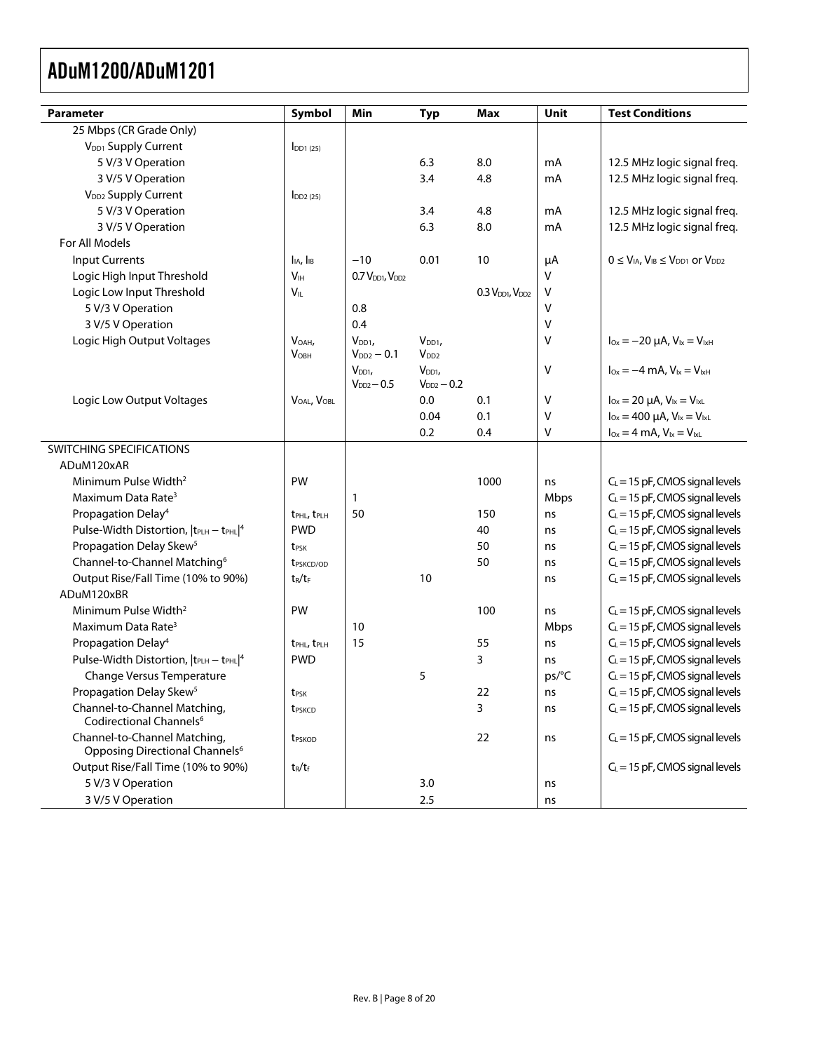| Parameter | Symbol | Min | Typ | Max | Unit | Test Conditions |
|---|---|---|---|---|---|---|
| 25 Mbps (CR Grade Only) | | | | | | |
| $V_{DD1}$ Supply Current | $I_{DD1\ (25)}$ | | | | | |
| 5 V/3 V Operation | | | 6.3 | 8.0 | mA | 12.5 MHz logic signal freq. |
| 3 V/5 V Operation | | | 3.4 | 4.8 | mA | 12.5 MHz logic signal freq. |
| $V_{DD2}$ Supply Current | $I_{DD2\ (25)}$ | | | | | |
| 5 V/3 V Operation | | | 3.4 | 4.8 | mA | 12.5 MHz logic signal freq. |
| 3 V/5 V Operation | | | 6.3 | 8.0 | mA | 12.5 MHz logic signal freq. |
| For All Models | | | | | | |
| Input Currents | $I_{IA}$, $I_{IB}$ | −10 | 0.01 | 10 | µA | $0 \leq V_{IA}, V_{IB} \leq V_{DD1}$ or $V_{DD2}$ |
| Logic High Input Threshold | $V_{IH}$ | 0.7 $V_{DD1}$, $V_{DD2}$ | | | V | |
| Logic Low Input Threshold | $V_{IL}$ | | | 0.3 $V_{DD1}$, $V_{DD2}$ | V | |
| 5 V/3 V Operation | | 0.8 | | | V | |
| 3 V/5 V Operation | | 0.4 | | | V | |
| Logic High Output Voltages | $V_{OAH}$, $V_{OBH}$ | $V_{DD1}$, $V_{DD2} - 0.1$ | $V_{DD1}$, $V_{DD2}$ | | V | $I_{Ox} = -20$ µA, $V_{Ix} = V_{IxH}$ |
| | | $V_{DD1}$, $V_{DD2} - 0.5$ | $V_{DD1}$, $V_{DD2} - 0.2$ | | V | $I_{Ox} = -4$ mA, $V_{Ix} = V_{IxH}$ |
| Logic Low Output Voltages | $V_{OAL}$, $V_{OBL}$ | | 0.0 | 0.1 | V | $I_{Ox} = 20$ µA, $V_{Ix} = V_{IxL}$ |
| | | | 0.04 | 0.1 | V | $I_{Ox} = 400$ µA, $V_{Ix} = V_{IxL}$ |
| | | | 0.2 | 0.4 | V | $I_{Ox} = 4$ mA, $V_{Ix} = V_{IxL}$ |
| SWITCHING SPECIFICATIONS | | | | | | |
| ADuM120xAR | | | | | | |
| Minimum Pulse Width[2] | PW | | | 1000 | ns | $C_L = 15$ pF, CMOS signal levels |
| Maximum Data Rate[3] | | 1 | | | Mbps | $C_L = 15$ pF, CMOS signal levels |
| Propagation Delay[4] | $t_{PHL}$, $t_{PLH}$ | 50 | | 150 | ns | $C_L = 15$ pF, CMOS signal levels |
| Pulse-Width Distortion, $\lvert t_{PLH} - t_{PHL} \rvert$[4] | PWD | | | 40 | ns | $C_L = 15$ pF, CMOS signal levels |
| Propagation Delay Skew[5] | $t_{PSK}$ | | | 50 | ns | $C_L = 15$ pF, CMOS signal levels |
| Channel-to-Channel Matching[6] | $t_{PSKCD/OD}$ | | | 50 | ns | $C_L = 15$ pF, CMOS signal levels |
| Output Rise/Fall Time (10% to 90%) | $t_R/t_F$ | | 10 | | ns | $C_L = 15$ pF, CMOS signal levels |
| ADuM120xBR | | | | | | |
| Minimum Pulse Width[2] | PW | | | 100 | ns | $C_L = 15$ pF, CMOS signal levels |
| Maximum Data Rate[3] | | 10 | | | Mbps | $C_L = 15$ pF, CMOS signal levels |
| Propagation Delay[4] | $t_{PHL}$, $t_{PLH}$ | 15 | | 55 | ns | $C_L = 15$ pF, CMOS signal levels |
| Pulse-Width Distortion, $\lvert t_{PLH} - t_{PHL} \rvert$[4] | PWD | | | 3 | ns | $C_L = 15$ pF, CMOS signal levels |
| Change Versus Temperature | | | 5 | | ps/°C | $C_L = 15$ pF, CMOS signal levels |
| Propagation Delay Skew[5] | $t_{PSK}$ | | | 22 | ns | $C_L = 15$ pF, CMOS signal levels |
| Channel-to-Channel Matching, Codirectional Channels[6] | $t_{PSKCD}$ | | | 3 | ns | $C_L = 15$ pF, CMOS signal levels |
| Channel-to-Channel Matching, Opposing Directional Channels[6] | $t_{PSKOD}$ | | | 22 | ns | $C_L = 15$ pF, CMOS signal levels |
| Output Rise/Fall Time (10% to 90%) | $t_R/t_f$ | | | | | $C_L = 15$ pF, CMOS signal levels |
| 5 V/3 V Operation | | | 3.0 | | ns | |
| 3 V/5 V Operation | | | 2.5 | | ns | |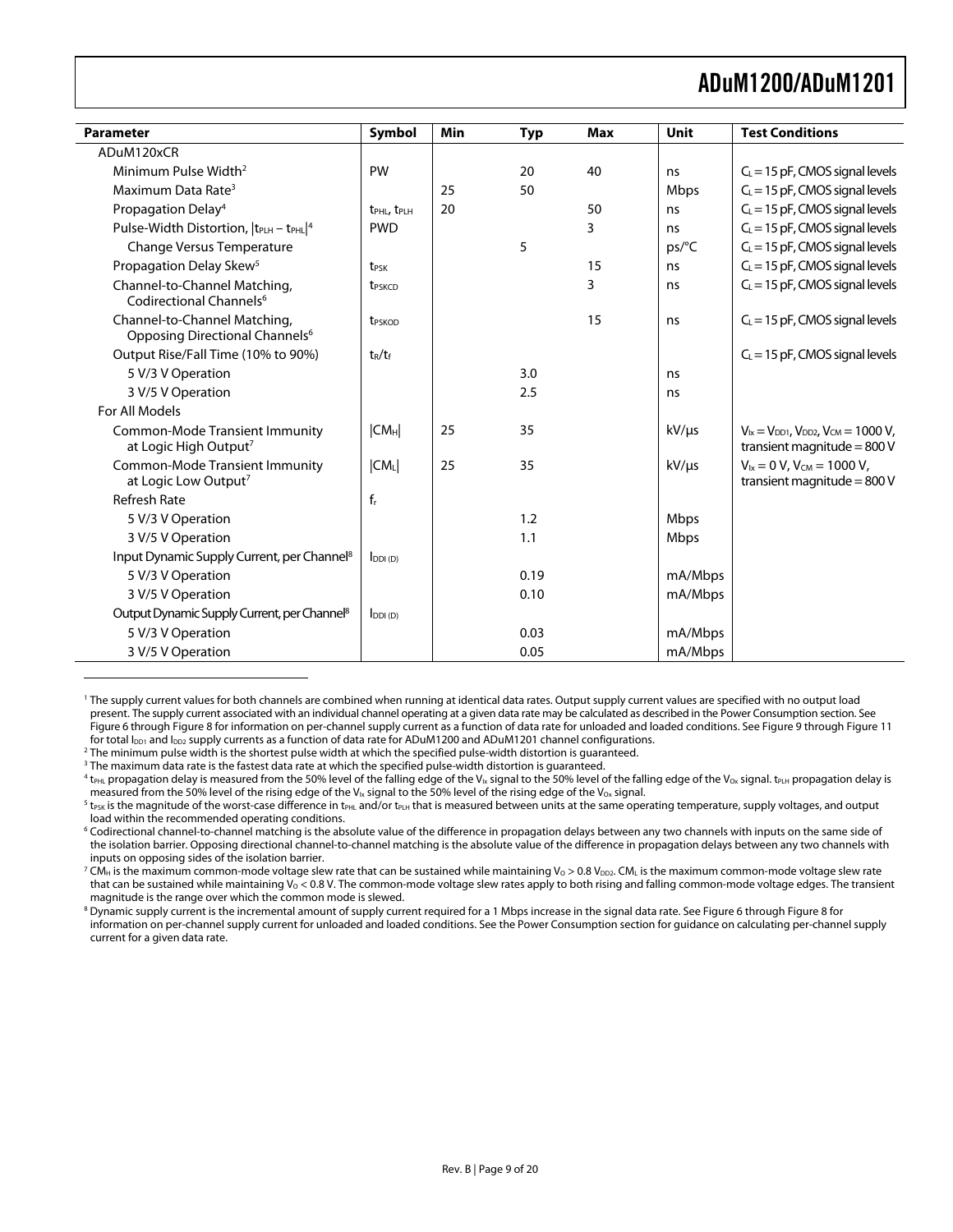| Parameter | Symbol | Min | Typ | Max | Unit | Test Conditions |
|---|---|---|---|---|---|---|
| ADuM120xCR | | | | | | |
| Minimum Pulse Width[2] | PW | | 20 | 40 | ns | $C_L$ = 15 pF, CMOS signal levels |
| Maximum Data Rate[3] | | 25 | 50 | | Mbps | $C_L$ = 15 pF, CMOS signal levels |
| Propagation Delay[4] | $t_{PHL}$, $t_{PLH}$ | 20 | | 50 | ns | $C_L$ = 15 pF, CMOS signal levels |
| Pulse-Width Distortion, $\|t_{PLH} - t_{PHL}\|$[4] | PWD | | | 3 | ns | $C_L$ = 15 pF, CMOS signal levels |
| Change Versus Temperature | | | 5 | | ps/°C | $C_L$ = 15 pF, CMOS signal levels |
| Propagation Delay Skew[5] | $t_{PSK}$ | | | 15 | ns | $C_L$ = 15 pF, CMOS signal levels |
| Channel-to-Channel Matching, Codirectional Channels[6] | $t_{PSKCD}$ | | | 3 | ns | $C_L$ = 15 pF, CMOS signal levels |
| Channel-to-Channel Matching, Opposing Directional Channels[6] | $t_{PSKOD}$ | | | 15 | ns | $C_L$ = 15 pF, CMOS signal levels |
| Output Rise/Fall Time (10% to 90%) | $t_R/t_f$ | | | | | $C_L$ = 15 pF, CMOS signal levels |
| 5 V/3 V Operation | | | 3.0 | | ns | |
| 3 V/5 V Operation | | | 2.5 | | ns | |
| For All Models | | | | | | |
| Common-Mode Transient Immunity at Logic High Output[7] | $\|CM_H\|$ | 25 | 35 | | kV/μs | $V_{Ix} = V_{DD1}$, $V_{DD2}$, $V_{CM}$ = 1000 V, transient magnitude = 800 V |
| Common-Mode Transient Immunity at Logic Low Output[7] | $\|CM_L\|$ | 25 | 35 | | kV/μs | $V_{Ix}$ = 0 V, $V_{CM}$ = 1000 V, transient magnitude = 800 V |
| Refresh Rate | $f_r$ | | | | | |
| 5 V/3 V Operation | | | 1.2 | | Mbps | |
| 3 V/5 V Operation | | | 1.1 | | Mbps | |
| Input Dynamic Supply Current, per Channel[8] | $I_{DDI (D)}$ | | | | | |
| 5 V/3 V Operation | | | 0.19 | | mA/Mbps | |
| 3 V/5 V Operation | | | 0.10 | | mA/Mbps | |
| Output Dynamic Supply Current, per Channel[8] | $I_{DDI (D)}$ | | | | | |
| 5 V/3 V Operation | | | 0.03 | | mA/Mbps | |
| 3 V/5 V Operation | | | 0.05 | | mA/Mbps | |

[1] The supply current values for both channels are combined when running at identical data rates. Output supply current values are specified with no output load present. The supply current associated with an individual channel operating at a given data rate may be calculated as described in the Power Consumption section. See Figure 6 through Figure 8 for information on per-channel supply current as a function of data rate for unloaded and loaded conditions. See Figure 9 through Figure 11 for total $I_{DD1}$ and $I_{DD2}$ supply currents as a function of data rate for ADuM1200 and ADuM1201 channel configurations.

[2] The minimum pulse width is the shortest pulse width at which the specified pulse-width distortion is guaranteed.

[3] The maximum data rate is the fastest data rate at which the specified pulse-width distortion is guaranteed.

[4] $t_{PHL}$ propagation delay is measured from the 50% level of the falling edge of the $V_{Ix}$ signal to the 50% level of the falling edge of the $V_{Ox}$ signal. $t_{PLH}$ propagation delay is measured from the 50% level of the rising edge of the $V_{Ix}$ signal to the 50% level of the rising edge of the $V_{Ox}$ signal.

[5] $t_{PSK}$ is the magnitude of the worst-case difference in $t_{PHL}$ and/or $t_{PLH}$ that is measured between units at the same operating temperature, supply voltages, and output load within the recommended operating conditions.

[6] Codirectional channel-to-channel matching is the absolute value of the difference in propagation delays between any two channels with inputs on the same side of the isolation barrier. Opposing directional channel-to-channel matching is the absolute value of the difference in propagation delays between any two channels with inputs on opposing sides of the isolation barrier.

[7] $CM_H$ is the maximum common-mode voltage slew rate that can be sustained while maintaining $V_O > 0.8\ V_{DD2}$. $CM_L$ is the maximum common-mode voltage slew rate that can be sustained while maintaining $V_O < 0.8$ V. The common-mode voltage slew rates apply to both rising and falling common-mode voltage edges. The transient magnitude is the range over which the common mode is slewed.

[8] Dynamic supply current is the incremental amount of supply current required for a 1 Mbps increase in the signal data rate. See Figure 6 through Figure 8 for information on per-channel supply current for unloaded and loaded conditions. See the Power Consumption section for guidance on calculating per-channel supply current for a given data rate.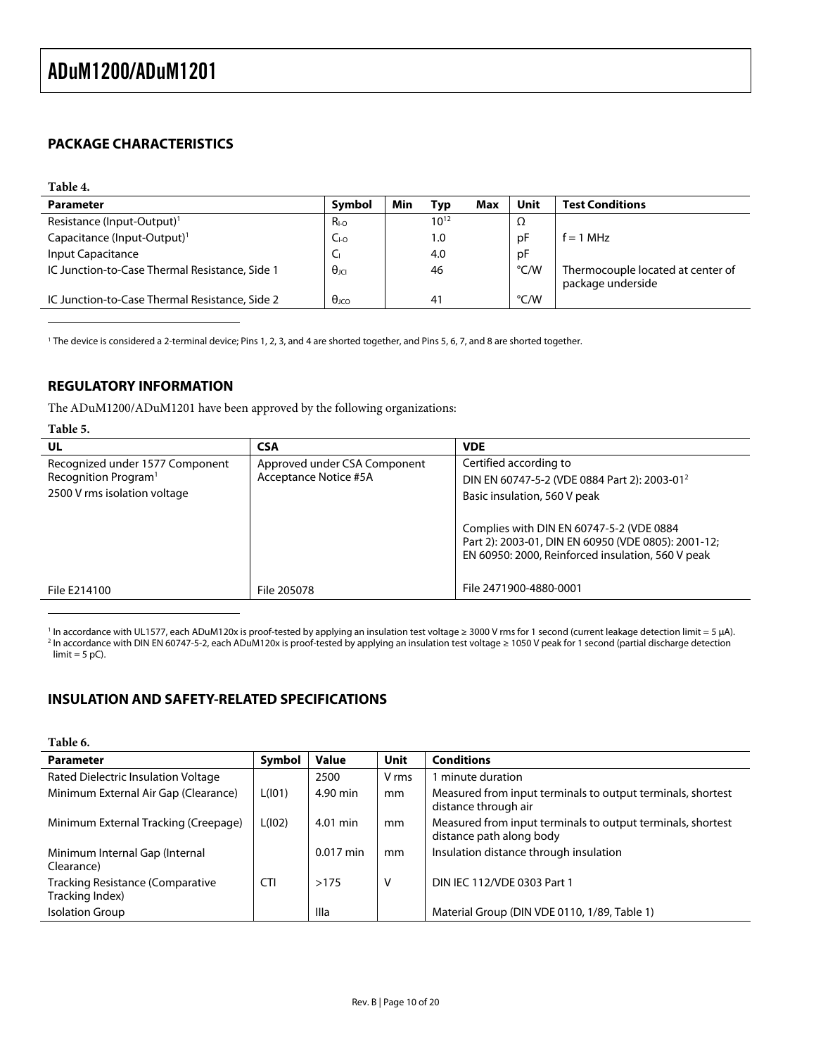## PACKAGE CHARACTERISTICS

Table 4.

| Parameter | Symbol | Min | Typ | Max | Unit | Test Conditions |
|---|---|---|---|---|---|---|
| Resistance (Input-Output)[1] | $R_{I-O}$ | | $10^{12}$ | | Ω | |
| Capacitance (Input-Output)[1] | $C_{I-O}$ | | 1.0 | | pF | f = 1 MHz |
| Input Capacitance | $C_I$ | | 4.0 | | pF | |
| IC Junction-to-Case Thermal Resistance, Side 1 | $\theta_{JCI}$ | | 46 | | °C/W | Thermocouple located at center of package underside |
| IC Junction-to-Case Thermal Resistance, Side 2 | $\theta_{JCO}$ | | 41 | | °C/W | |

[1] The device is considered a 2-terminal device; Pins 1, 2, 3, and 4 are shorted together, and Pins 5, 6, 7, and 8 are shorted together.

## REGULATORY INFORMATION

The ADuM1200/ADuM1201 have been approved by the following organizations:

Table 5.

| UL | CSA | VDE |
|---|---|---|
| Recognized under 1577 Component Recognition Program[1] | Approved under CSA Component Acceptance Notice #5A | Certified according to DIN EN 60747-5-2 (VDE 0884 Part 2): 2003-01[2] |
| 2500 V rms isolation voltage | | Basic insulation, 560 V peak |
| | | Complies with DIN EN 60747-5-2 (VDE 0884 Part 2): 2003-01, DIN EN 60950 (VDE 0805): 2001-12; EN 60950: 2000, Reinforced insulation, 560 V peak |
| File E214100 | File 205078 | File 2471900-4880-0001 |

[1] In accordance with UL1577, each ADuM120x is proof-tested by applying an insulation test voltage ≥ 3000 V rms for 1 second (current leakage detection limit = 5 µA).
[2] In accordance with DIN EN 60747-5-2, each ADuM120x is proof-tested by applying an insulation test voltage ≥ 1050 V peak for 1 second (partial discharge detection limit = 5 pC).

## INSULATION AND SAFETY-RELATED SPECIFICATIONS

Table 6.

| Parameter | Symbol | Value | Unit | Conditions |
|---|---|---|---|---|
| Rated Dielectric Insulation Voltage | | 2500 | V rms | 1 minute duration |
| Minimum External Air Gap (Clearance) | L(I01) | 4.90 min | mm | Measured from input terminals to output terminals, shortest distance through air |
| Minimum External Tracking (Creepage) | L(I02) | 4.01 min | mm | Measured from input terminals to output terminals, shortest distance path along body |
| Minimum Internal Gap (Internal Clearance) | | 0.017 min | mm | Insulation distance through insulation |
| Tracking Resistance (Comparative Tracking Index) | CTI | >175 | V | DIN IEC 112/VDE 0303 Part 1 |
| Isolation Group | | IIIa | | Material Group (DIN VDE 0110, 1/89, Table 1) |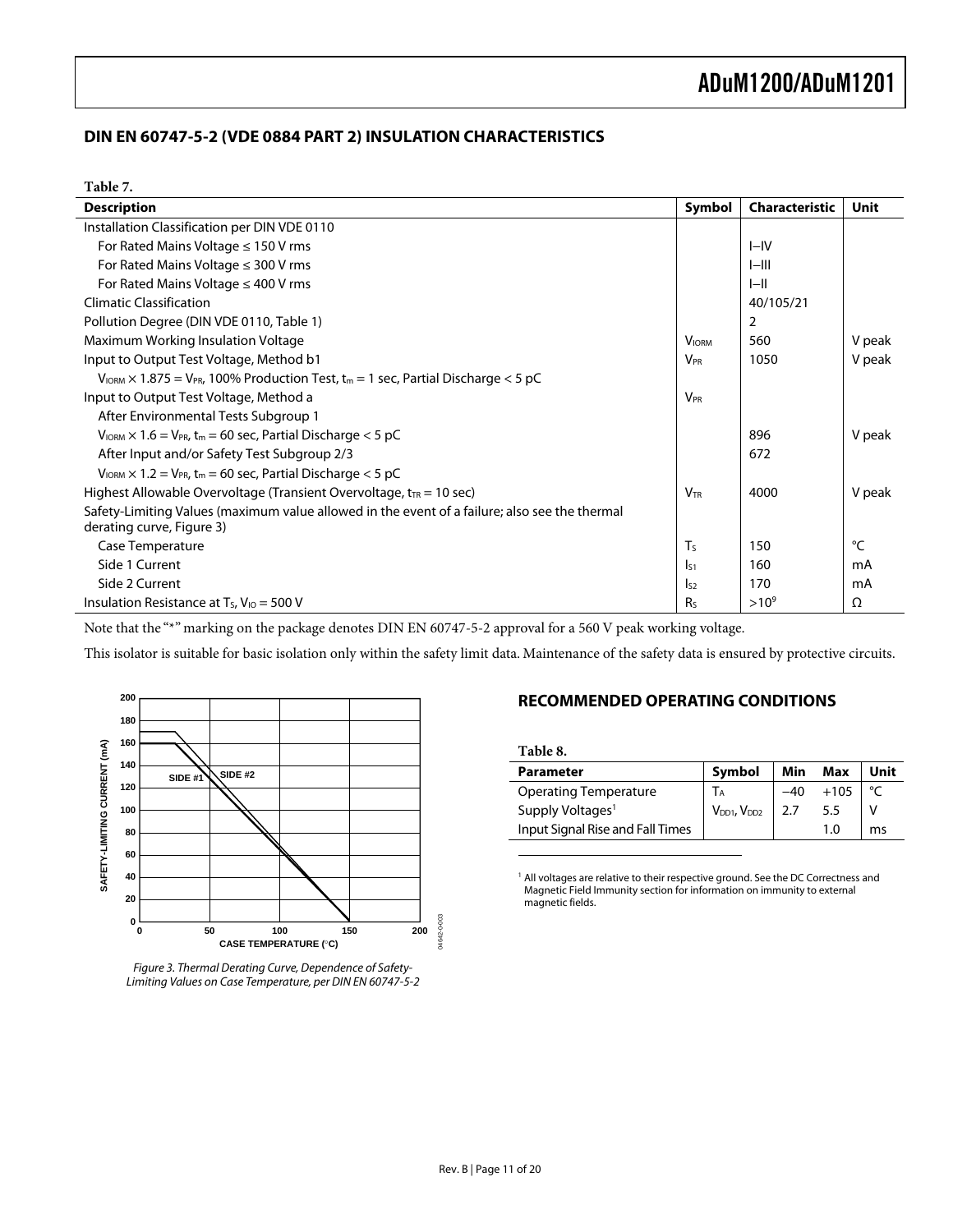## DIN EN 60747-5-2 (VDE 0884 PART 2) INSULATION CHARACTERISTICS

**Table 7.**

| Description | Symbol | Characteristic | Unit |
|---|---|---|---|
| Installation Classification per DIN VDE 0110 | | | |
| For Rated Mains Voltage ≤ 150 V rms | | I–IV | |
| For Rated Mains Voltage ≤ 300 V rms | | I–III | |
| For Rated Mains Voltage ≤ 400 V rms | | I–II | |
| Climatic Classification | | 40/105/21 | |
| Pollution Degree (DIN VDE 0110, Table 1) | | 2 | |
| Maximum Working Insulation Voltage | $V_{IORM}$ | 560 | V peak |
| Input to Output Test Voltage, Method b1 | $V_{PR}$ | 1050 | V peak |
| $V_{IORM} \times 1.875 = V_{PR}$, 100% Production Test, $t_m$ = 1 sec, Partial Discharge < 5 pC | | | |
| Input to Output Test Voltage, Method a | $V_{PR}$ | | |
| After Environmental Tests Subgroup 1 | | | |
| $V_{IORM} \times 1.6 = V_{PR}$, $t_m$ = 60 sec, Partial Discharge < 5 pC | | 896 | V peak |
| After Input and/or Safety Test Subgroup 2/3 | | 672 | |
| $V_{IORM} \times 1.2 = V_{PR}$, $t_m$ = 60 sec, Partial Discharge < 5 pC | | | |
| Highest Allowable Overvoltage (Transient Overvoltage, $t_{TR}$ = 10 sec) | $V_{TR}$ | 4000 | V peak |
| Safety-Limiting Values (maximum value allowed in the event of a failure; also see the thermal derating curve, Figure 3) | | | |
| Case Temperature | $T_S$ | 150 | °C |
| Side 1 Current | $I_{S1}$ | 160 | mA |
| Side 2 Current | $I_{S2}$ | 170 | mA |
| Insulation Resistance at $T_S$, $V_{IO}$ = 500 V | $R_S$ | $>10^9$ | Ω |

Note that the "*" marking on the package denotes DIN EN 60747-5-2 approval for a 560 V peak working voltage.

This isolator is suitable for basic isolation only within the safety limit data. Maintenance of the safety data is ensured by protective circuits.

*Figure 3. Thermal Derating Curve, Dependence of Safety-Limiting Values on Case Temperature, per DIN EN 60747-5-2*

## RECOMMENDED OPERATING CONDITIONS

**Table 8.**

| Parameter | Symbol | Min | Max | Unit |
|---|---|---|---|---|
| Operating Temperature | $T_A$ | −40 | +105 | °C |
| Supply Voltages[1] | $V_{DD1}$, $V_{DD2}$ | 2.7 | 5.5 | V |
| Input Signal Rise and Fall Times | | | 1.0 | ms |

[1] All voltages are relative to their respective ground. See the DC Correctness and Magnetic Field Immunity section for information on immunity to external magnetic fields.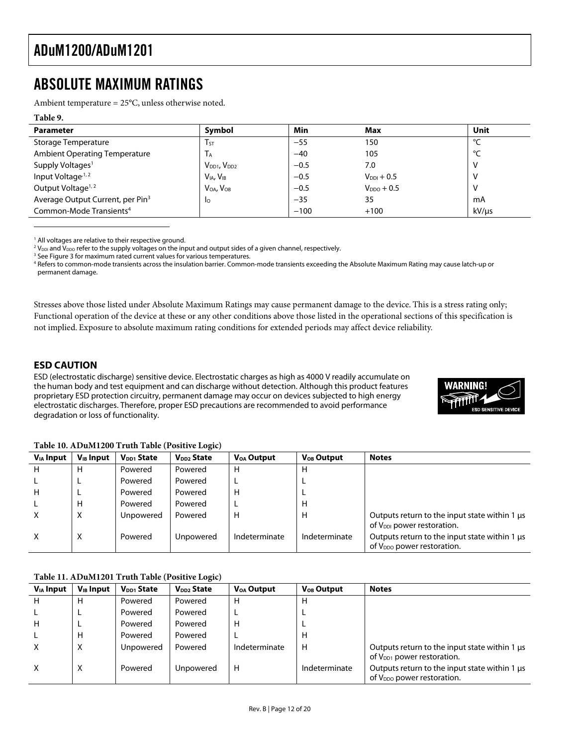# ABSOLUTE MAXIMUM RATINGS

Ambient temperature = 25°C, unless otherwise noted.

**Table 9.**

| Parameter | Symbol | Min | Max | Unit |
|---|---|---|---|---|
| Storage Temperature | $T_{ST}$ | −55 | 150 | °C |
| Ambient Operating Temperature | $T_A$ | −40 | 105 | °C |
| Supply Voltages[1] | $V_{DD1}$, $V_{DD2}$ | −0.5 | 7.0 | V |
| Input Voltage[1, 2] | $V_{IA}$, $V_{IB}$ | −0.5 | $V_{DDI}$ + 0.5 | V |
| Output Voltage[1, 2] | $V_{OA}$, $V_{OB}$ | −0.5 | $V_{DDO}$ + 0.5 | V |
| Average Output Current, per Pin[3] | $I_O$ | −35 | 35 | mA |
| Common-Mode Transients[4] | | −100 | +100 | kV/μs |

[1] All voltages are relative to their respective ground.
[2] $V_{DDI}$ and $V_{DDO}$ refer to the supply voltages on the input and output sides of a given channel, respectively.
[3] See Figure 3 for maximum rated current values for various temperatures.
[4] Refers to common-mode transients across the insulation barrier. Common-mode transients exceeding the Absolute Maximum Rating may cause latch-up or permanent damage.

Stresses above those listed under Absolute Maximum Ratings may cause permanent damage to the device. This is a stress rating only; Functional operation of the device at these or any other conditions above those listed in the operational sections of this specification is not implied. Exposure to absolute maximum rating conditions for extended periods may affect device reliability.

## ESD CAUTION

ESD (electrostatic discharge) sensitive device. Electrostatic charges as high as 4000 V readily accumulate on the human body and test equipment and can discharge without detection. Although this product features proprietary ESD protection circuitry, permanent damage may occur on devices subjected to high energy electrostatic discharges. Therefore, proper ESD precautions are recommended to avoid performance degradation or loss of functionality.

**Table 10. ADuM1200 Truth Table (Positive Logic)**

| $V_{IA}$ Input | $V_{IB}$ Input | $V_{DD1}$ State | $V_{DD2}$ State | $V_{OA}$ Output | $V_{OB}$ Output | Notes |
|---|---|---|---|---|---|---|
| H | H | Powered | Powered | H | H | |
| L | L | Powered | Powered | L | L | |
| H | L | Powered | Powered | H | L | |
| L | H | Powered | Powered | L | H | |
| X | X | Unpowered | Powered | H | H | Outputs return to the input state within 1 μs of $V_{DDI}$ power restoration. |
| X | X | Powered | Unpowered | Indeterminate | Indeterminate | Outputs return to the input state within 1 μs of $V_{DDO}$ power restoration. |

**Table 11. ADuM1201 Truth Table (Positive Logic)**

| $V_{IA}$ Input | $V_{IB}$ Input | $V_{DD1}$ State | $V_{DD2}$ State | $V_{OA}$ Output | $V_{OB}$ Output | Notes |
|---|---|---|---|---|---|---|
| H | H | Powered | Powered | H | H | |
| L | L | Powered | Powered | L | L | |
| H | L | Powered | Powered | H | L | |
| L | H | Powered | Powered | L | H | |
| X | X | Unpowered | Powered | Indeterminate | H | Outputs return to the input state within 1 μs of $V_{DD1}$ power restoration. |
| X | X | Powered | Unpowered | H | Indeterminate | Outputs return to the input state within 1 μs of $V_{DDO}$ power restoration. |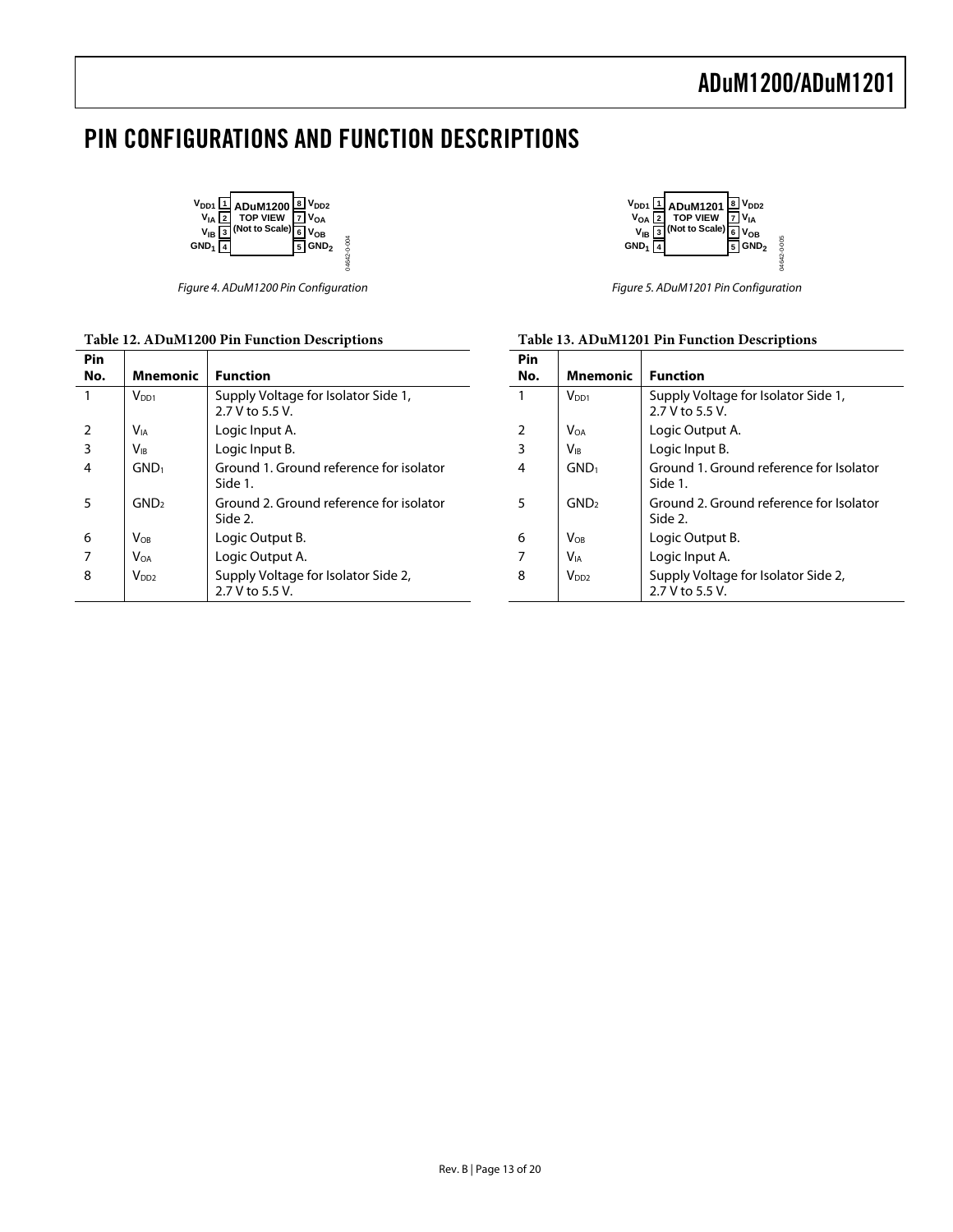# PIN CONFIGURATIONS AND FUNCTION DESCRIPTIONS

Figure 4. ADuM1200 Pin Configuration

Figure 5. ADuM1201 Pin Configuration

**Table 12. ADuM1200 Pin Function Descriptions**

| Pin No. | Mnemonic | Function |
|---|---|---|
| 1 | $V_{DD1}$ | Supply Voltage for Isolator Side 1, 2.7 V to 5.5 V. |
| 2 | $V_{IA}$ | Logic Input A. |
| 3 | $V_{IB}$ | Logic Input B. |
| 4 | $GND_1$ | Ground 1. Ground reference for isolator Side 1. |
| 5 | $GND_2$ | Ground 2. Ground reference for isolator Side 2. |
| 6 | $V_{OB}$ | Logic Output B. |
| 7 | $V_{OA}$ | Logic Output A. |
| 8 | $V_{DD2}$ | Supply Voltage for Isolator Side 2, 2.7 V to 5.5 V. |

**Table 13. ADuM1201 Pin Function Descriptions**

| Pin No. | Mnemonic | Function |
|---|---|---|
| 1 | $V_{DD1}$ | Supply Voltage for Isolator Side 1, 2.7 V to 5.5 V. |
| 2 | $V_{OA}$ | Logic Output A. |
| 3 | $V_{IB}$ | Logic Input B. |
| 4 | $GND_1$ | Ground 1. Ground reference for Isolator Side 1. |
| 5 | $GND_2$ | Ground 2. Ground reference for Isolator Side 2. |
| 6 | $V_{OB}$ | Logic Output B. |
| 7 | $V_{IA}$ | Logic Input A. |
| 8 | $V_{DD2}$ | Supply Voltage for Isolator Side 2, 2.7 V to 5.5 V. |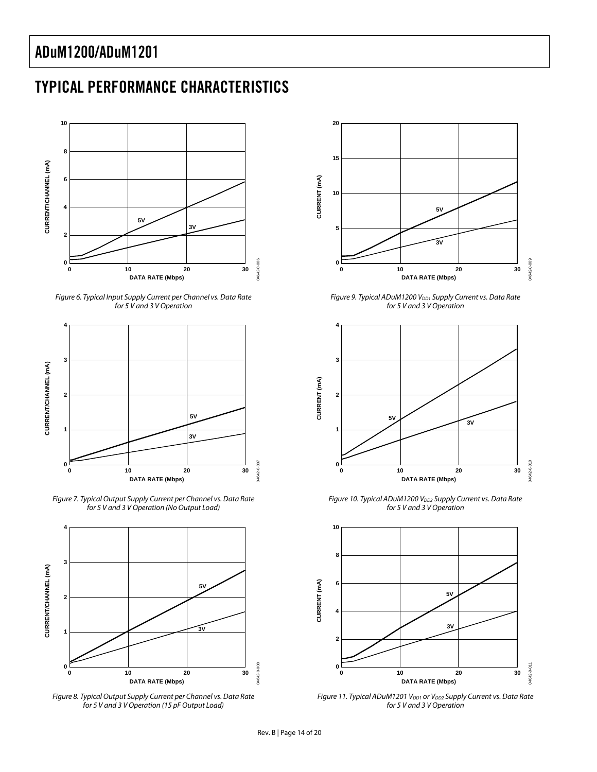## TYPICAL PERFORMANCE CHARACTERISTICS

*Figure 6. Typical Input Supply Current per Channel vs. Data Rate for 5 V and 3 V Operation*

*Figure 7. Typical Output Supply Current per Channel vs. Data Rate for 5 V and 3 V Operation (No Output Load)*

*Figure 8. Typical Output Supply Current per Channel vs. Data Rate for 5 V and 3 V Operation (15 pF Output Load)*

*Figure 9. Typical ADuM1200 $V_{DD1}$ Supply Current vs. Data Rate for 5 V and 3 V Operation*

*Figure 10. Typical ADuM1200 $V_{DD2}$ Supply Current vs. Data Rate for 5 V and 3 V Operation*

*Figure 11. Typical ADuM1201 $V_{DD1}$ or $V_{DD2}$ Supply Current vs. Data Rate for 5 V and 3 V Operation*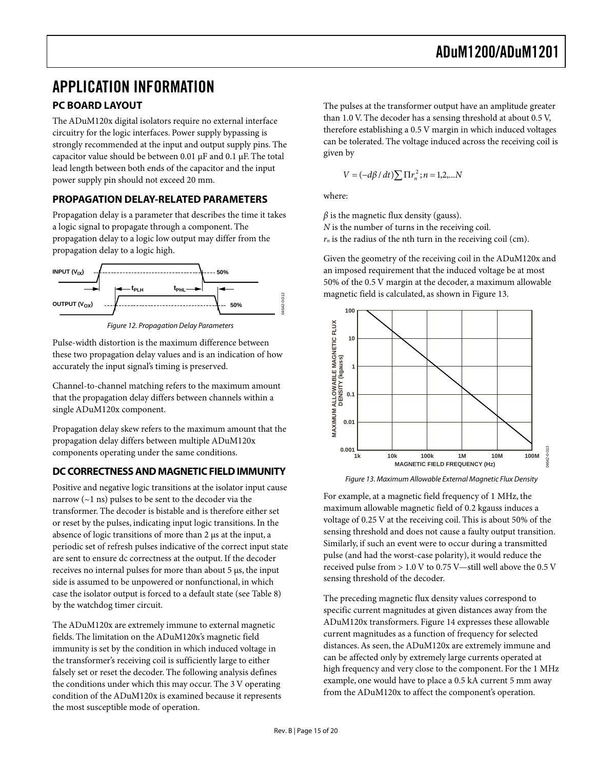# APPLICATION INFORMATION

## PC BOARD LAYOUT

The ADuM120x digital isolators require no external interface circuitry for the logic interfaces. Power supply bypassing is strongly recommended at the input and output supply pins. The capacitor value should be between 0.01 µF and 0.1 µF. The total lead length between both ends of the capacitor and the input power supply pin should not exceed 20 mm.

## PROPAGATION DELAY-RELATED PARAMETERS

Propagation delay is a parameter that describes the time it takes a logic signal to propagate through a component. The propagation delay to a logic low output may differ from the propagation delay to a logic high.

*Figure 12. Propagation Delay Parameters*

Pulse-width distortion is the maximum difference between these two propagation delay values and is an indication of how accurately the input signal's timing is preserved.

Channel-to-channel matching refers to the maximum amount that the propagation delay differs between channels within a single ADuM120x component.

Propagation delay skew refers to the maximum amount that the propagation delay differs between multiple ADuM120x components operating under the same conditions.

## DC CORRECTNESS AND MAGNETIC FIELD IMMUNITY

Positive and negative logic transitions at the isolator input cause narrow (~1 ns) pulses to be sent to the decoder via the transformer. The decoder is bistable and is therefore either set or reset by the pulses, indicating input logic transitions. In the absence of logic transitions of more than 2 µs at the input, a periodic set of refresh pulses indicative of the correct input state are sent to ensure dc correctness at the output. If the decoder receives no internal pulses for more than about 5 µs, the input side is assumed to be unpowered or nonfunctional, in which case the isolator output is forced to a default state (see Table 8) by the watchdog timer circuit.

The ADuM120x are extremely immune to external magnetic fields. The limitation on the ADuM120x's magnetic field immunity is set by the condition in which induced voltage in the transformer's receiving coil is sufficiently large to either falsely set or reset the decoder. The following analysis defines the conditions under which this may occur. The 3 V operating condition of the ADuM120x is examined because it represents the most susceptible mode of operation.

The pulses at the transformer output have an amplitude greater than 1.0 V. The decoder has a sensing threshold at about 0.5 V, therefore establishing a 0.5 V margin in which induced voltages can be tolerated. The voltage induced across the receiving coil is given by

$$V = (-d\beta / dt)\sum \Pi r_n^2; n = 1,2,...N$$

where:

$\beta$ is the magnetic flux density (gauss).
$N$ is the number of turns in the receiving coil.
$r_n$ is the radius of the nth turn in the receiving coil (cm).

Given the geometry of the receiving coil in the ADuM120x and an imposed requirement that the induced voltage be at most 50% of the 0.5 V margin at the decoder, a maximum allowable magnetic field is calculated, as shown in Figure 13.

*Figure 13. Maximum Allowable External Magnetic Flux Density*

For example, at a magnetic field frequency of 1 MHz, the maximum allowable magnetic field of 0.2 kgauss induces a voltage of 0.25 V at the receiving coil. This is about 50% of the sensing threshold and does not cause a faulty output transition. Similarly, if such an event were to occur during a transmitted pulse (and had the worst-case polarity), it would reduce the received pulse from > 1.0 V to 0.75 V—still well above the 0.5 V sensing threshold of the decoder.

The preceding magnetic flux density values correspond to specific current magnitudes at given distances away from the ADuM120x transformers. Figure 14 expresses these allowable current magnitudes as a function of frequency for selected distances. As seen, the ADuM120x are extremely immune and can be affected only by extremely large currents operated at high frequency and very close to the component. For the 1 MHz example, one would have to place a 0.5 kA current 5 mm away from the ADuM120x to affect the component's operation.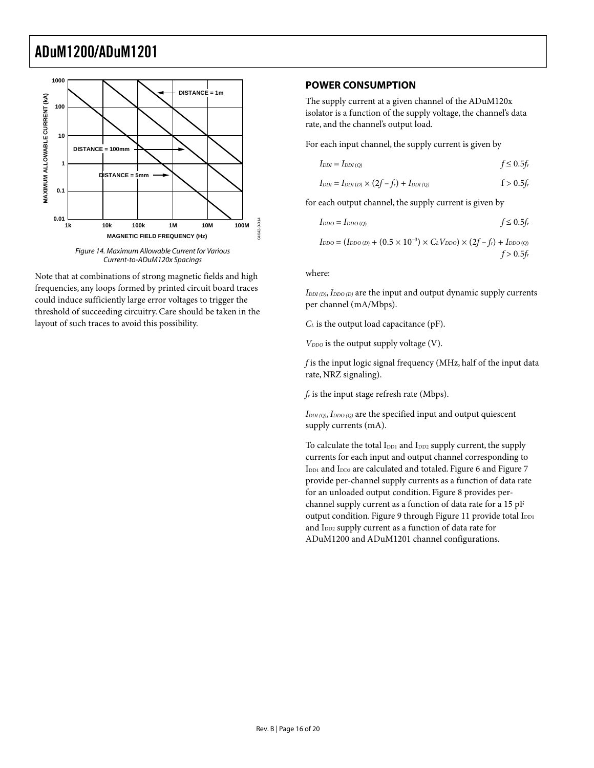Figure 14. Maximum Allowable Current for Various Current-to-ADuM120x Spacings

Note that at combinations of strong magnetic fields and high frequencies, any loops formed by printed circuit board traces could induce sufficiently large error voltages to trigger the threshold of succeeding circuitry. Care should be taken in the layout of such traces to avoid this possibility.

## POWER CONSUMPTION

The supply current at a given channel of the ADuM120x isolator is a function of the supply voltage, the channel's data rate, and the channel's output load.

For each input channel, the supply current is given by

$$I_{DDI} = I_{DDI\,(Q)} \qquad f \leq 0.5f_r$$

$$I_{DDI} = I_{DDI\,(D)} \times (2f - f_r) + I_{DDI\,(Q)} \qquad f > 0.5f_r$$

for each output channel, the supply current is given by

$$I_{DDO} = I_{DDO\,(Q)} \qquad f \leq 0.5f_r$$

$$I_{DDO} = (I_{DDO\,(D)} + (0.5 \times 10^{-3}) \times C_L V_{DDO}) \times (2f - f_r) + I_{DDO\,(Q)} \qquad f > 0.5f_r$$

where:

$I_{DDI\,(D)}$, $I_{DDO\,(D)}$ are the input and output dynamic supply currents per channel (mA/Mbps).

$C_L$ is the output load capacitance (pF).

$V_{DDO}$ is the output supply voltage (V).

$f$ is the input logic signal frequency (MHz, half of the input data rate, NRZ signaling).

$f_r$ is the input stage refresh rate (Mbps).

$I_{DDI\,(Q)}$, $I_{DDO\,(Q)}$ are the specified input and output quiescent supply currents (mA).

To calculate the total $I_{DD1}$ and $I_{DD2}$ supply current, the supply currents for each input and output channel corresponding to $I_{DD1}$ and $I_{DD2}$ are calculated and totaled. Figure 6 and Figure 7 provide per-channel supply currents as a function of data rate for an unloaded output condition. Figure 8 provides per-channel supply current as a function of data rate for a 15 pF output condition. Figure 9 through Figure 11 provide total $I_{DD1}$ and $I_{DD2}$ supply current as a function of data rate for ADuM1200 and ADuM1201 channel configurations.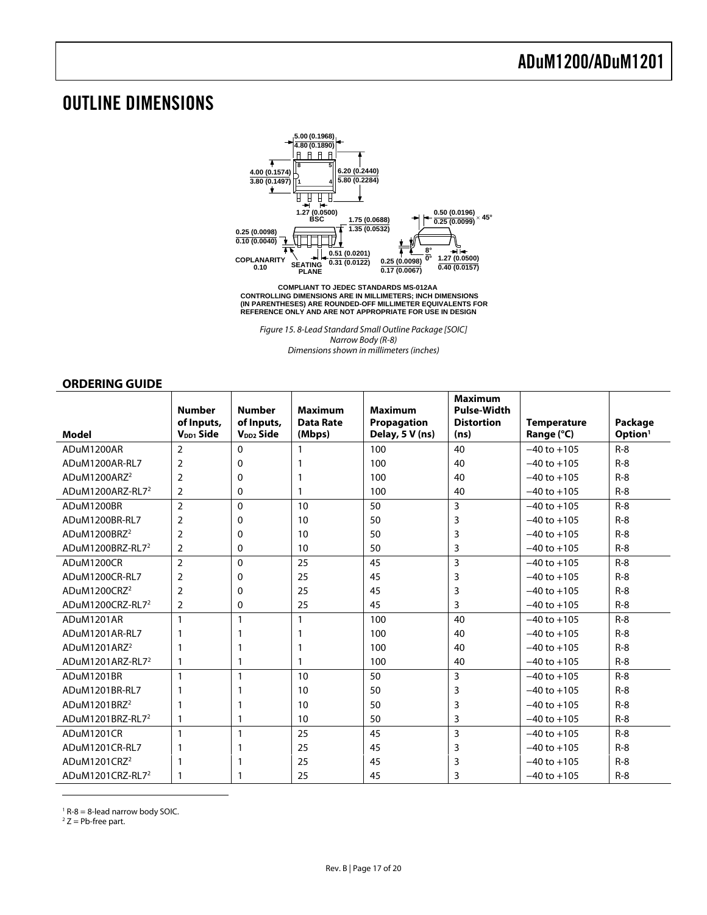# OUTLINE DIMENSIONS

COMPLIANT TO JEDEC STANDARDS MS-012AA
CONTROLLING DIMENSIONS ARE IN MILLIMETERS; INCH DIMENSIONS (IN PARENTHESES) ARE ROUNDED-OFF MILLIMETER EQUIVALENTS FOR REFERENCE ONLY AND ARE NOT APPROPRIATE FOR USE IN DESIGN

*Figure 15. 8-Lead Standard Small Outline Package [SOIC] Narrow Body (R-8) Dimensions shown in millimeters (inches)*

## ORDERING GUIDE

| Model | Number of Inputs, $V_{DD1}$ Side | Number of Inputs, $V_{DD2}$ Side | Maximum Data Rate (Mbps) | Maximum Propagation Delay, 5 V (ns) | Maximum Pulse-Width Distortion (ns) | Temperature Range (°C) | Package Option[1] |
|---|---|---|---|---|---|---|---|
| ADuM1200AR | 2 | 0 | 1 | 100 | 40 | −40 to +105 | R-8 |
| ADuM1200AR-RL7 | 2 | 0 | 1 | 100 | 40 | −40 to +105 | R-8 |
| ADuM1200ARZ[2] | 2 | 0 | 1 | 100 | 40 | −40 to +105 | R-8 |
| ADuM1200ARZ-RL7[2] | 2 | 0 | 1 | 100 | 40 | −40 to +105 | R-8 |
| ADuM1200BR | 2 | 0 | 10 | 50 | 3 | −40 to +105 | R-8 |
| ADuM1200BR-RL7 | 2 | 0 | 10 | 50 | 3 | −40 to +105 | R-8 |
| ADuM1200BRZ[2] | 2 | 0 | 10 | 50 | 3 | −40 to +105 | R-8 |
| ADuM1200BRZ-RL7[2] | 2 | 0 | 10 | 50 | 3 | −40 to +105 | R-8 |
| ADuM1200CR | 2 | 0 | 25 | 45 | 3 | −40 to +105 | R-8 |
| ADuM1200CR-RL7 | 2 | 0 | 25 | 45 | 3 | −40 to +105 | R-8 |
| ADuM1200CRZ[2] | 2 | 0 | 25 | 45 | 3 | −40 to +105 | R-8 |
| ADuM1200CRZ-RL7[2] | 2 | 0 | 25 | 45 | 3 | −40 to +105 | R-8 |
| ADuM1201AR | 1 | 1 | 1 | 100 | 40 | −40 to +105 | R-8 |
| ADuM1201AR-RL7 | 1 | 1 | 1 | 100 | 40 | −40 to +105 | R-8 |
| ADuM1201ARZ[2] | 1 | 1 | 1 | 100 | 40 | −40 to +105 | R-8 |
| ADuM1201ARZ-RL7[2] | 1 | 1 | 1 | 100 | 40 | −40 to +105 | R-8 |
| ADuM1201BR | 1 | 1 | 10 | 50 | 3 | −40 to +105 | R-8 |
| ADuM1201BR-RL7 | 1 | 1 | 10 | 50 | 3 | −40 to +105 | R-8 |
| ADuM1201BRZ[2] | 1 | 1 | 10 | 50 | 3 | −40 to +105 | R-8 |
| ADuM1201BRZ-RL7[2] | 1 | 1 | 10 | 50 | 3 | −40 to +105 | R-8 |
| ADuM1201CR | 1 | 1 | 25 | 45 | 3 | −40 to +105 | R-8 |
| ADuM1201CR-RL7 | 1 | 1 | 25 | 45 | 3 | −40 to +105 | R-8 |
| ADuM1201CRZ[2] | 1 | 1 | 25 | 45 | 3 | −40 to +105 | R-8 |
| ADuM1201CRZ-RL7[2] | 1 | 1 | 25 | 45 | 3 | −40 to +105 | R-8 |

[1] R-8 = 8-lead narrow body SOIC.
[2] Z = Pb-free part.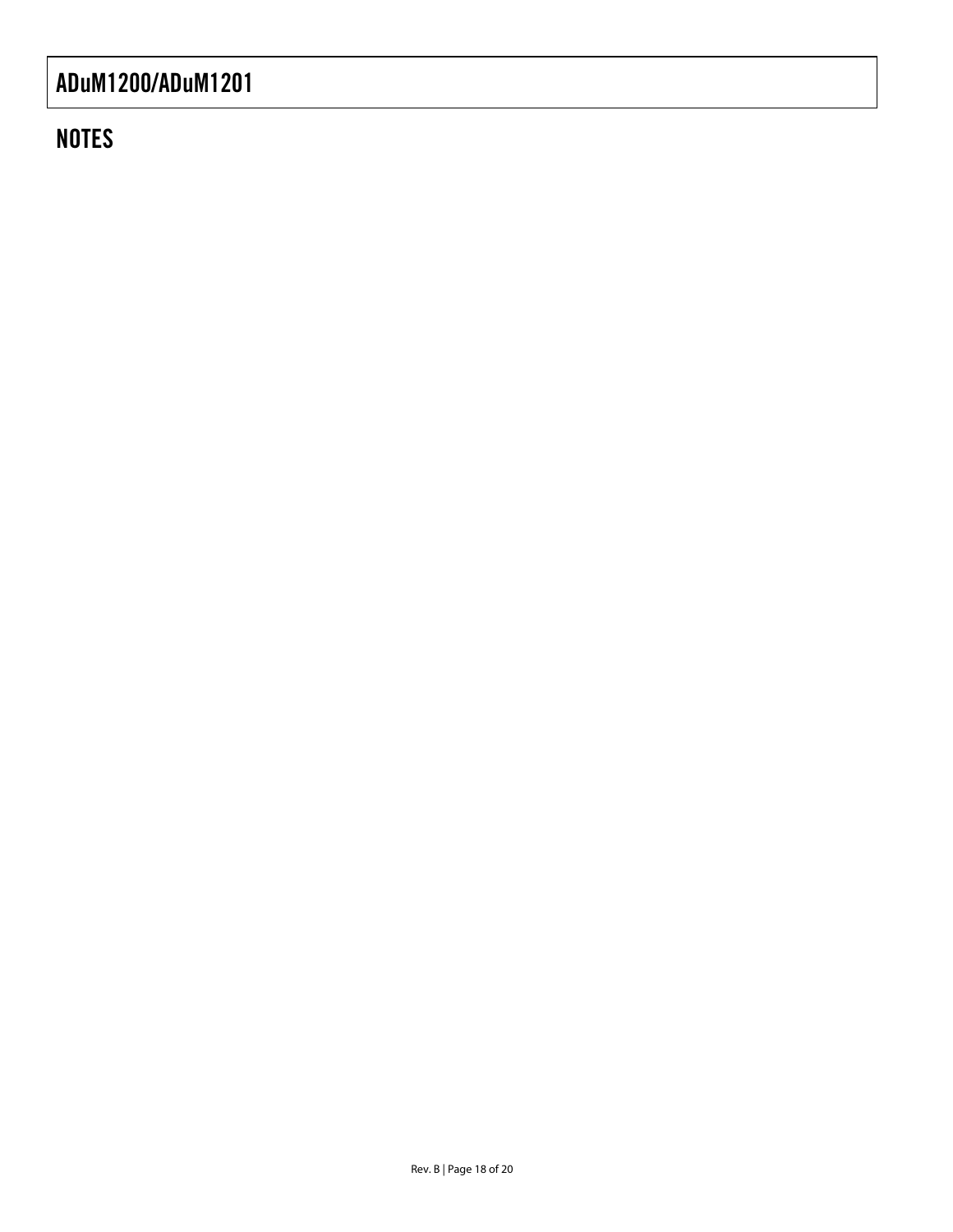## NOTES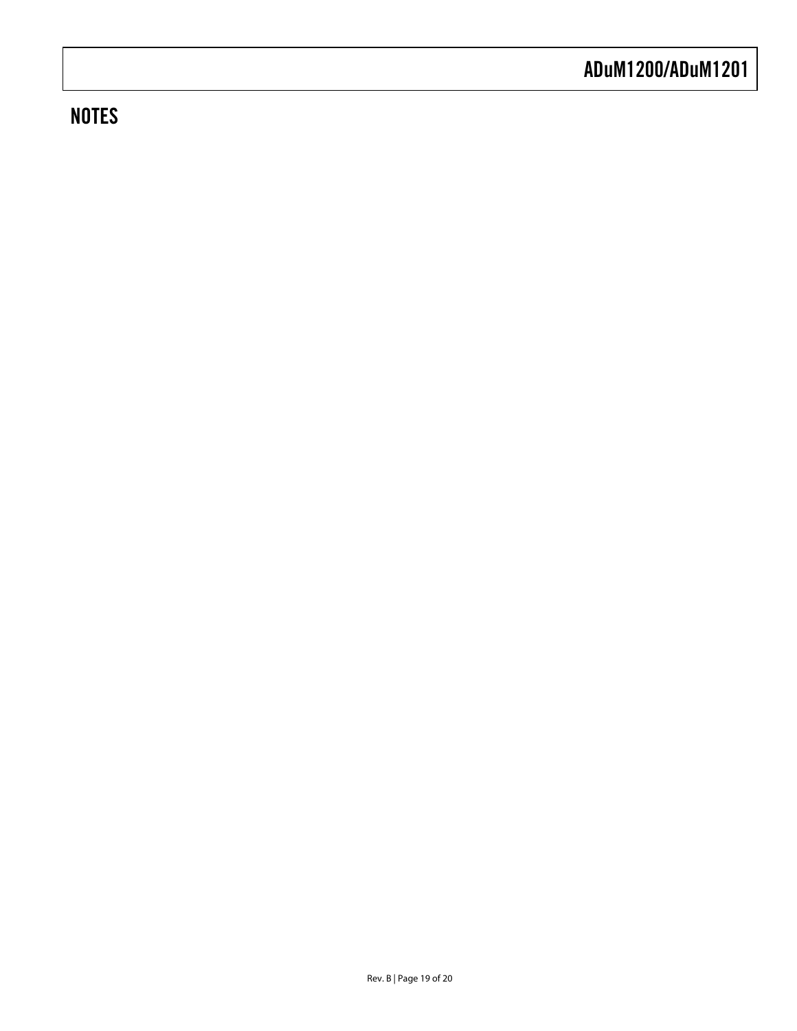## NOTES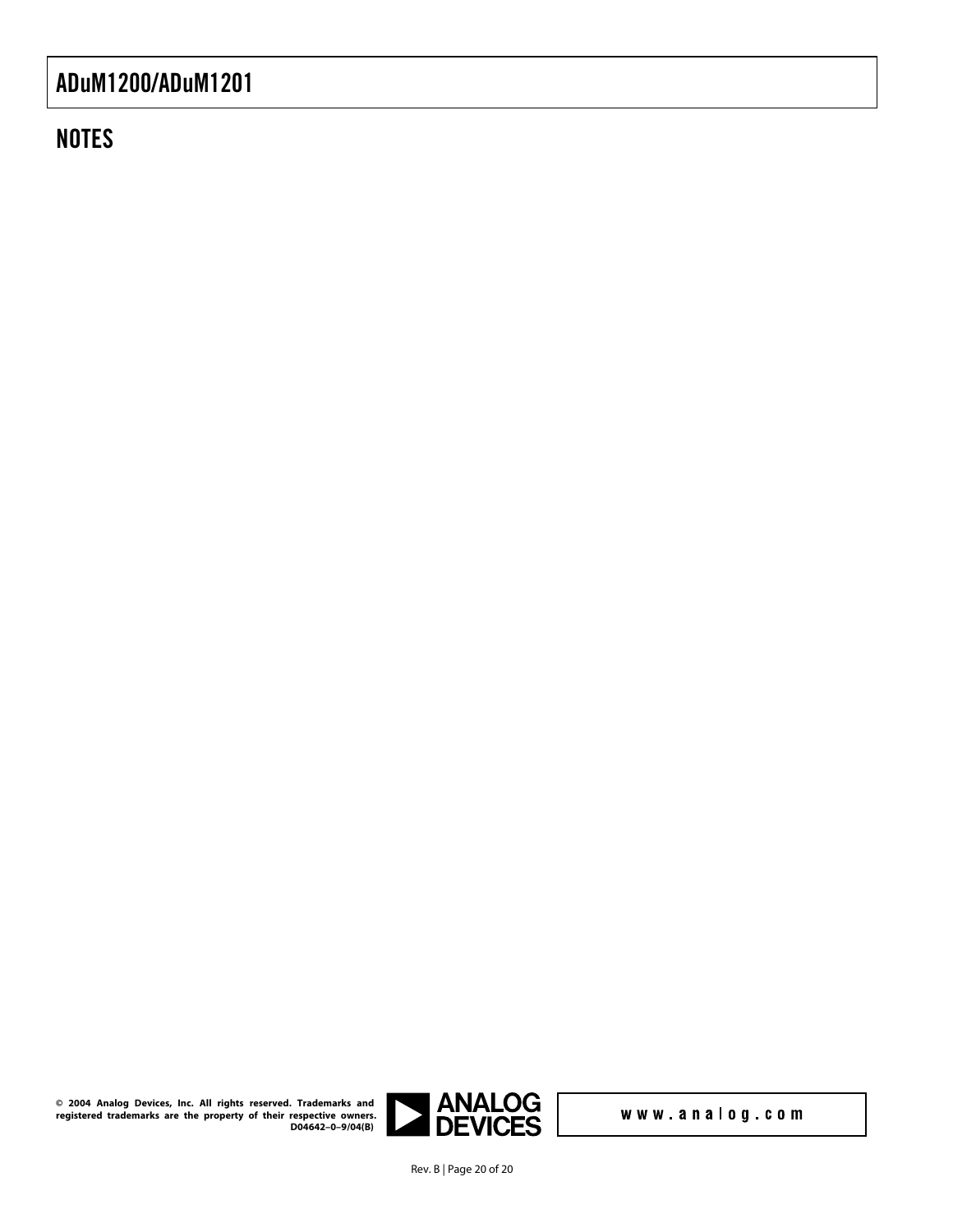## NOTES

© 2004 Analog Devices, Inc. All rights reserved. Trademarks and registered trademarks are the property of their respective owners.
D04642–0–9/04(B)

www.analog.com